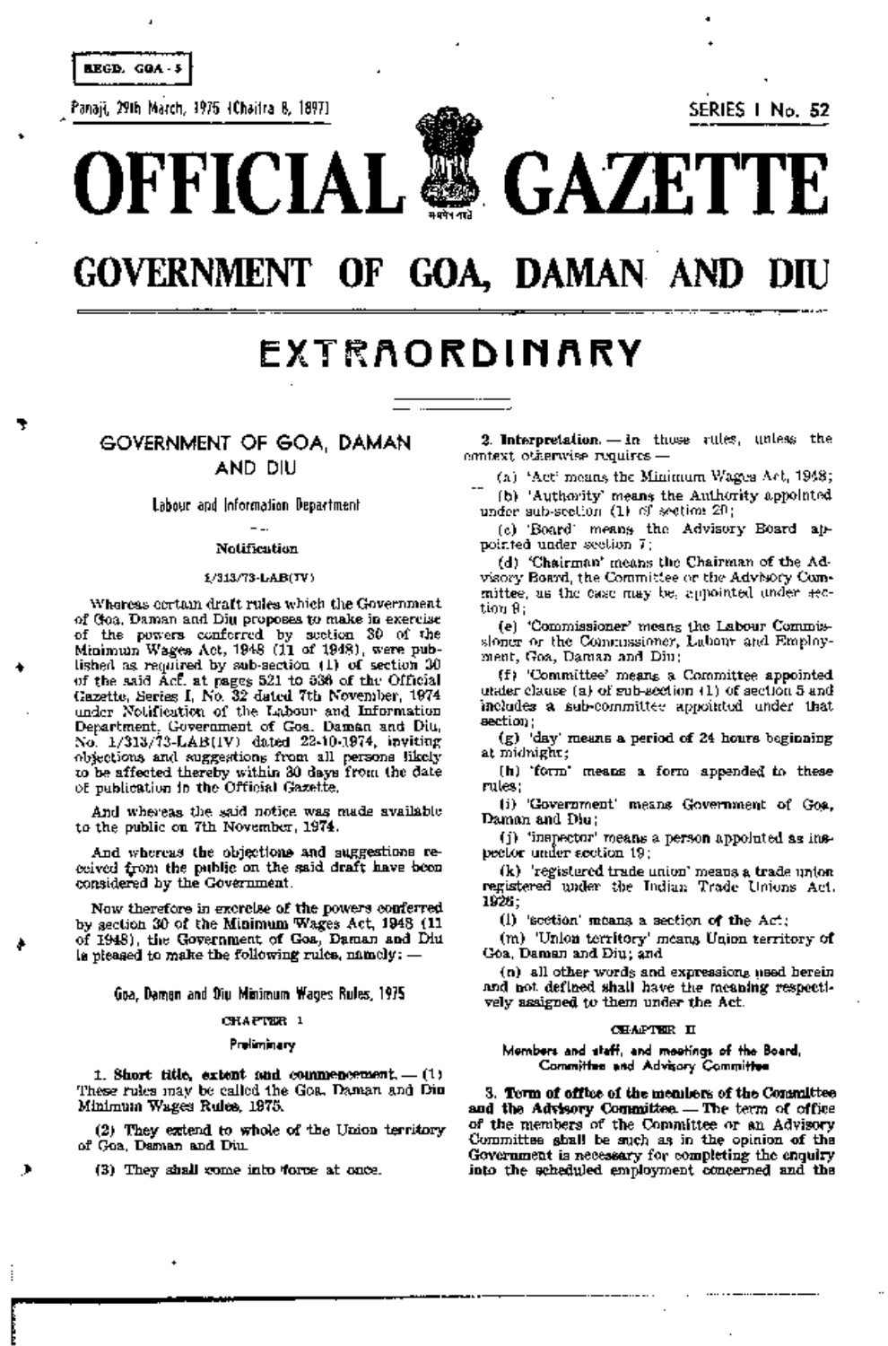REGD. GOA - 5

Panaji, 29th March, 1975 (Chaitra 8, 1897) SERIES I No. 52

# OFFICIAL GAZETTE

# GOVERNMENT OF GOA, DAMAN AND DIU

## EXTRAORDINARY

### GOVERNMENT OF GOA, DAMAN AND DIU

Labour and Information Department

**Notification**

1/313/73-LAB(IV)

Whereas certain draft rules which the Government of Goa, Daman and Diu proposes to make in exercise of the powers conferred by section 30 of the Minimum Wages Act, 1948 (11 of 1948), were published as required by sub-section (1) of section 30 of the said Act at pages 521 to 536 of the Official Gazette, Series I, No. 32 dated 7th November, 1974 under Notification of the Labour and Information Department, Government of Goa, Daman and Diu, No. 1/313/73-LAB(IV) dated 22-10-1974, inviting objections and suggestions from all persons likely to be affected thereby within 30 days from the date of publication in the Official Gazette.

And whereas the said notice was made available to the public on 7th November, 1974.

And whereas the objections and suggestions received from the public on the said draft have been considered by the Government.

Now therefore in exercise of the powers conferred by section 30 of the Minimum Wages Act, 1948 (11 of 1948), the Government of Goa, Daman and Diu is pleased to make the following rules, namely: —

### Goa, Daman and Diu Minimum Wages Rules, 1975

CHAPTER I

**Preliminary**

**1. Short title, extent and commencement.** — (1) These rules may be called the Goa, Daman and Diu Minimum Wages Rules, 1975.

(2) They extend to whole of the Union territory of Goa, Daman and Diu.

(3) They shall come into force at once.

**2. Interpretation.** — In these rules, unless the context otherwise requires —

(a) 'Act' means the Minimum Wages Act, 1948;

(b) 'Authority' means the Authority appointed under sub-section (1) of section 20;

(c) 'Board' means the Advisory Board appointed under section 7;

(d) 'Chairman' means the Chairman of the Advisory Board, the Committee or the Advisory Committee, as the case may be, appointed under section 9;

(e) 'Commissioner' means the Labour Commissioner or the Commissioner, Labour and Employment, Goa, Daman and Diu;

(f) 'Committee' means a Committee appointed under clause (a) of sub-section (1) of section 5 and includes a sub-committee appointed under that section;

(g) 'day' means a period of 24 hours beginning at midnight;

(h) 'form' means a form appended to these rules;

(i) 'Government' means Government of Goa, Daman and Diu;

(j) 'inspector' means a person appointed as inspector under section 19;

(k) 'registered trade union' means a trade union registered under the Indian Trade Unions Act, 1926;

(l) 'section' means a section of the Act;

(m) 'Union territory' means Union territory of Goa, Daman and Diu; and

(n) all other words and expressions used herein and not defined shall have the meaning respectively assigned to them under the Act.

CHAPTER II

**Members and staff, and meetings of the Board, Committee and Advisory Committee**

**3. Term of office of the members of the Committee and the Advisory Committee.** — The term of office of the members of the Committee or an Advisory Committee shall be such as in the opinion of the Government is necessary for completing the enquiry into the scheduled employment concerned and the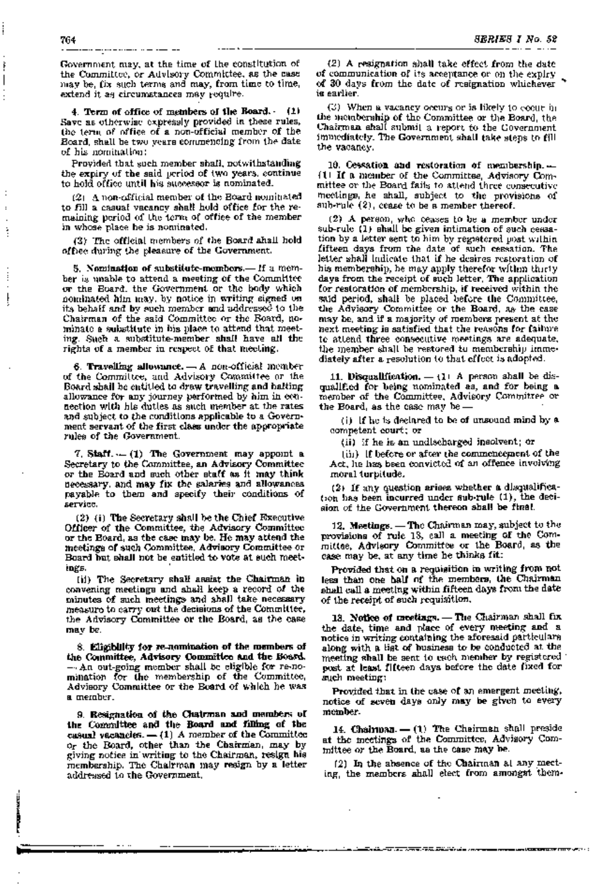Government may, at the time of the constitution of the Committee, or Advisory Committee, as the case may be, fix such terms and may, from time to time, extend it as circumstances may require.

**4. Term of office of members of the Board.**— (1) Save as otherwise expressly provided in these rules, the term of office of a non-official member of the Board, shall be two years commencing from the date of his nomination:

Provided that such member shall, notwithstanding the expiry of the said period of two years, continue to hold office until his successor is nominated.

(2) A non-official member of the Board nominated to fill a casual vacancy shall hold office for the remaining period of the term of office of the member in whose place he is nominated.

(3) The official members of the Board shall hold office during the pleasure of the Government.

**5. Nomination of substitute-members.**— If a member is unable to attend a meeting of the Committee or the Board, the Government or the body which nominated him may, by notice in writing signed on its behalf and by such member and addressed to the Chairman of the said Committee or the Board, nominate a substitute in his place to attend that meeting. Such a substitute-member shall have all the rights of a member in respect of that meeting.

**6. Travelling allowance.** — A non-official member of the Committee, and Advisory Committee or the Board shall be entitled to draw travelling and halting allowance for any journey performed by him in connection with his duties as such member at the rates and subject to the conditions applicable to a Government servant of the first class under the appropriate rules of the Government.

**7. Staff.** — (1) The Government may appoint a Secretary to the Committee, an Advisory Committee or the Board and such other staff as it may think necessary, and may fix the salaries and allowances payable to them and specify their conditions of service.

(2) (i) The Secretary shall be the Chief Executive Officer of the Committee, the Advisory Committee or the Board, as the case may be. He may attend the meetings of such Committee, Advisory Committee or Board but shall not be entitled to vote at such meetings.

(ii) The Secretary shall assist the Chairman in convening meetings and shall keep a record of the minutes of such meetings and shall take necessary measure to carry out the decisions of the Committee, the Advisory Committee or the Board, as the case may be.

**8. Eligibility for re-nomination of the members of the Committee, Advisory Committee and the Board.** — An out-going member shall be eligible for re-nomination for the membership of the Committee, Advisory Committee or the Board of which he was a member.

**9. Resignation of the Chairman and members of the Committee and the Board and filling of the casual vacancies.** — (1) A member of the Committee or the Board, other than the Chairman, may by giving notice in writing to the Chairman, resign his membership. The Chairman may resign by a letter addressed to the Government.

(2) A resignation shall take effect from the date of communication of its acceptance or on the expiry of 30 days from the date of resignation whichever is earlier.

(3) When a vacancy occurs or is likely to occur in the membership of the Committee or the Board, the Chairman shall submit a report to the Government immediately. The Government shall take steps to fill the vacancy.

**10. Cessation and restoration of membership.** — (1) If a member of the Committee, Advisory Committee or the Board fails to attend three consecutive meetings, he shall, subject to the provisions of sub-rule (2), cease to be a member thereof.

(2) A person, who ceases to be a member under sub-rule (1) shall be given intimation of such cessation by a letter sent to him by registered post within fifteen days from the date of such cessation. The letter shall indicate that if he desires restoration of his membership, he may apply therefor within thirty days from the receipt of such letter. The application for restoration of membership, if received within the said period, shall be placed before the Committee, the Advisory Committee or the Board, as the case may be, and if a majority of members present at the next meeting is satisfied that the reasons for failure to attend three consecutive meetings are adequate, the member shall be restored to membership immediately after a resolution to that effect is adopted.

**11. Disqualification.** — (1) A person shall be disqualified for being nominated as, and for being a member of the Committee, Advisory Committee or the Board, as the case may be —

(i) if he is declared to be of unsound mind by a competent court; or

(ii) if he is an undischarged insolvent; or

(iii) if before or after the commencement of the Act, he has been convicted of an offence involving moral turpitude.

(2) If any question arises whether a disqualification has been incurred under sub-rule (1), the decision of the Government thereon shall be final.

**12. Meetings.** — The Chairman may, subject to the provisions of rule 13, call a meeting of the Committee, Advisory Committee or the Board, as the case may be, at any time he thinks fit:

Provided that on a requisition in writing from not less than one half of the members, the Chairman shall call a meeting within fifteen days from the date of the receipt of such requisition.

**13. Notice of meetings.** — The Chairman shall fix the date, time and place of every meeting and a notice in writing containing the aforesaid particulars along with a list of business to be conducted at the meeting shall be sent to each member by registered post at least fifteen days before the date fixed for such meeting:

Provided that in the case of an emergent meeting, notice of seven days only may be given to every member.

**14. Chairman.** — (1) The Chairman shall preside at the meetings of the Committee, Advisory Committee or the Board, as the case may be.

(2) In the absence of the Chairman at any meeting, the members shall elect from amongst them-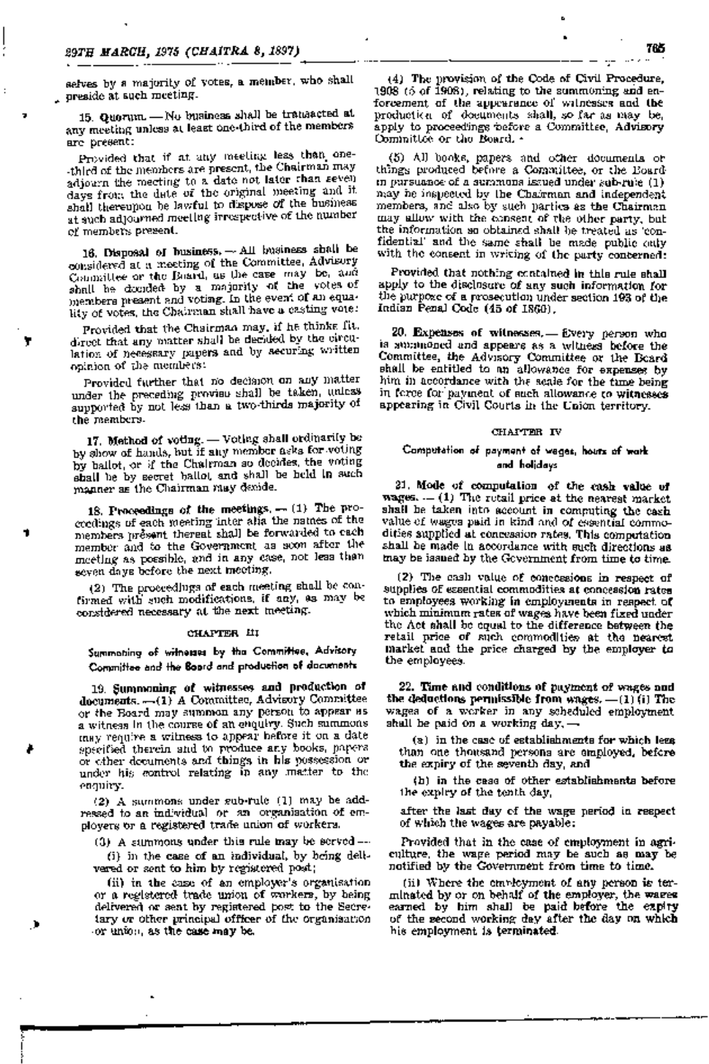selves by a majority of votes, a member, who shall preside at such meeting.

**15. Quorum.** — No business shall be transacted at any meeting unless at least one-third of the members are present:

Provided that if at any meeting less than one-third of the members are present, the Chairman may adjourn the meeting to a date not later than seven days from the date of the original meeting and it shall thereupon be lawful to dispose of the business at such adjourned meeting irrespective of the number of members present.

**16. Disposal of business.** — All business shall be considered at a meeting of the Committee, Advisory Committee or the Board, as the case may be, and shall be decided by a majority of the votes of members present and voting. In the event of an equality of votes, the Chairman shall have a casting vote:

Provided that the Chairman may, if he thinks fit, direct that any matter shall be decided by the circulation of necessary papers and by securing written opinion of the members:

Provided further that no decision on any matter under the preceding proviso shall be taken, unless supported by not less than a two-thirds majority of the members.

**17. Method of voting.** — Voting shall ordinarily be by show of hands, but if any member asks for voting by ballot, or if the Chairman so decides, the voting shall be by secret ballot and shall be held in such manner as the Chairman may decide.

**18. Proceedings of the meetings.** — (1) The proceedings of each meeting inter alia the names of the members present thereat shall be forwarded to each member and to the Government as soon after the meeting as possible, and in any case, not less than seven days before the next meeting.

(2) The proceedings of each meeting shall be confirmed with such modifications, if any, as may be considered necessary at the next meeting.

## CHAPTER III

### Summoning of witnesses by the Committee, Advisory Committee and the Board and production of documents

**19. Summoning of witnesses and production of documents.** —(1) A Committee, Advisory Committee or the Board may summon any person to appear as a witness in the course of an enquiry. Such summons may require a witness to appear before it on a date specified therein and to produce any books, papers or other documents and things in his possession or under his control relating in any matter to the enquiry.

(2) A summons under sub-rule (1) may be addressed to an individual or an organisation of employers or a registered trade union of workers.

(3) A summons under this rule may be served —

(i) in the case of an individual, by being delivered or sent to him by registered post;

(ii) in the case of an employer's organisation or a registered trade union of workers, by being delivered or sent by registered post to the Secretary or other principal officer of the organisation or union, as the case may be.

(4) The provision of the Code of Civil Procedure, 1908 (5 of 1908), relating to the summoning and enforcement of the appearance of witnesses and the production of documents shall, so far as may be, apply to proceedings before a Committee, Advisory Committee or the Board.

(5) All books, papers and other documents or things produced before a Committee, or the Board in pursuance of a summons issued under sub-rule (1) may be inspected by the Chairman and independent members, and also by such parties as the Chairman may allow with the consent of the other party, but the information so obtained shall be treated as 'confidential' and the same shall be made public only with the consent in writing of the party concerned:

Provided that nothing contained in this rule shall apply to the disclosure of any such information for the purpose of a prosecution under section 193 of the Indian Penal Code (45 of 1860).

**20. Expenses of witnesses.** — Every person who is summoned and appears as a witness before the Committee, the Advisory Committee or the Board shall be entitled to an allowance for expenses by him in accordance with the scale for the time being in force for payment of such allowance to witnesses appearing in Civil Courts in the Union territory.

## CHAPTER IV

### Computation of payment of wages, hours of work and holidays

**21. Mode of computation of the cash value of wages.** — (1) The retail price at the nearest market shall be taken into account in computing the cash value of wages paid in kind and of essential commodities supplied at concession rates. This computation shall be made in accordance with such directions as may be issued by the Government from time to time.

(2) The cash value of concessions in respect of supplies of essential commodities at concession rates to employees working in employments in respect of which minimum rates of wages have been fixed under the Act shall be equal to the difference between the retail price of such commodities at the nearest market and the price charged by the employer to the employees.

**22. Time and conditions of payment of wages and the deductions permissible from wages.** — (1) (i) The wages of a worker in any scheduled employment shall be paid on a working day, —

(a) in the case of establishments for which less than one thousand persons are employed, before the expiry of the seventh day, and

(b) in the case of other establishments before the expiry of the tenth day,

after the last day of the wage period in respect of which the wages are payable:

Provided that in the case of employment in agriculture, the wage period may be such as may be notified by the Government from time to time.

(ii) Where the employment of any person is terminated by or on behalf of the employer, the wages earned by him shall be paid before the expiry of the second working day after the day on which his employment is terminated.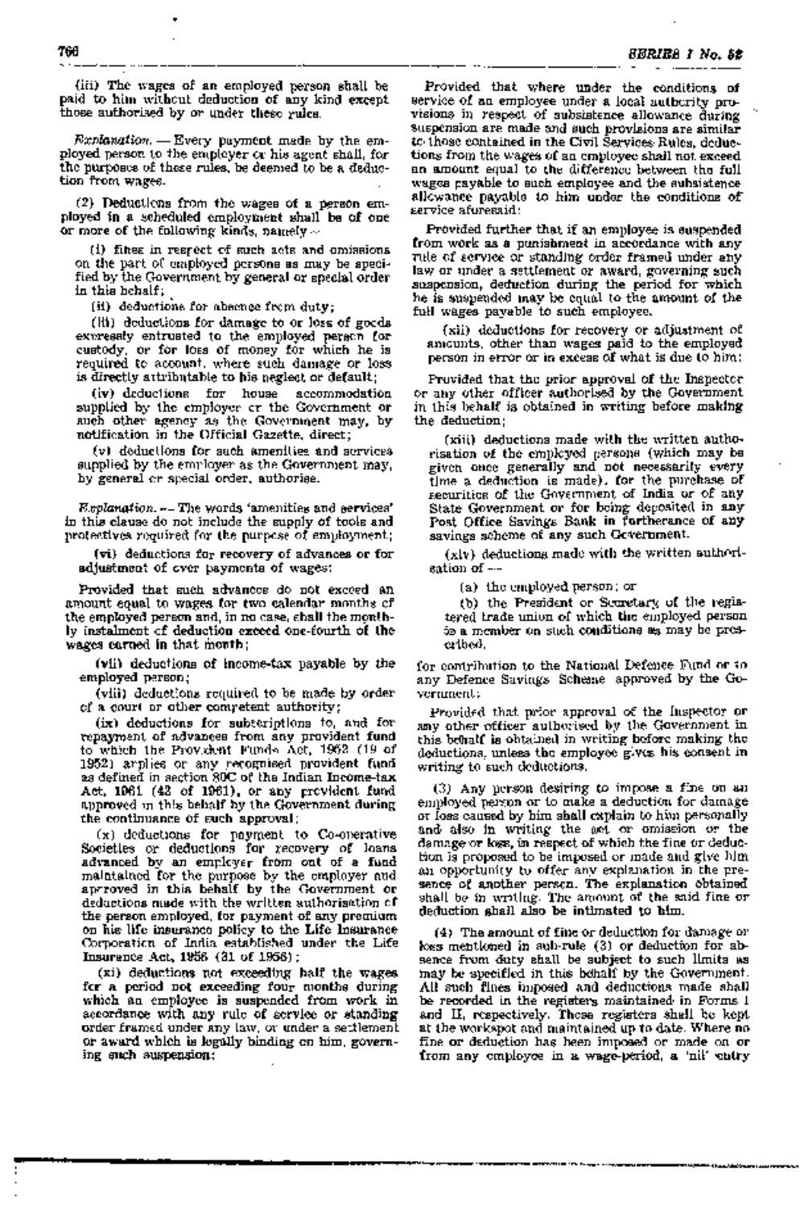(iii) The wages of an employed person shall be paid to him without deduction of any kind except those authorised by or under these rules.

*Explanation.* — Every payment made by the employed person to the employer or his agent shall, for the purposes of these rules, be deemed to be a deduction from wages.

(2) Deductions from the wages of a person employed in a scheduled employment shall be of one or more of the following kinds, namely —

(i) fines in respect of such acts and omissions on the part of employed persons as may be specified by the Government by general or special order in this behalf;

(ii) deductions for absence from duty;

(iii) deductions for damage to or loss of goods expressly entrusted to the employed person for custody, or for loss of money for which he is required to account, where such damage or loss is directly attributable to his neglect or default;

(iv) deductions for house accommodation supplied by the employer or the Government or such other agency as the Government may, by notification in the Official Gazette, direct;

(v) deductions for such amenities and services supplied by the employer as the Government may, by general or special order, authorise.

*Explanation.* — The words 'amenities and services' in this clause do not include the supply of tools and protectives required for the purpose of employment;

(vi) deductions for recovery of advances or for adjustment of over payments of wages:

Provided that such advances do not exceed an amount equal to wages for two calendar months of the employed person and, in no case, shall the monthly instalment of deduction exceed one-fourth of the wages earned in that month;

(vii) deductions of income-tax payable by the employed person;

(viii) deductions required to be made by order of a court or other competent authority;

(ix) deductions for subscriptions to, and for repayment of advances from any provident fund to which the Provident Funds Act, 1952 (19 of 1952) applies or any recognised provident fund as defined in section 80C of the Indian Income-tax Act, 1961 (43 of 1961), or any provident fund approved in this behalf by the Government during the continuance of such approval;

(x) deductions for payment to Co-operative Societies or deductions for recovery of loans advanced by an employer from out of a fund maintained for the purpose by the employer and approved in this behalf by the Government or deductions made with the written authorisation of the person employed, for payment of any premium on his life insurance policy to the Life Insurance Corporation of India established under the Life Insurance Act, 1956 (31 of 1956);

(xi) deductions not exceeding half the wages for a period not exceeding four months during which an employee is suspended from work in accordance with any rule of service or standing order framed under any law, or under a settlement or award which is legally binding on him, governing such suspension:

Provided that where under the conditions of service of an employee under a local authority provisions in respect of subsistence allowance during suspension are made and such provisions are similar to those contained in the Civil Services Rules, deductions from the wages of an employee shall not exceed an amount equal to the difference between the full wages payable to such employee and the subsistence allowance payable to him under the conditions of service aforesaid:

Provided further that if an employee is suspended from work as a punishment in accordance with any rule of service or standing order framed under any law or under a settlement or award, governing such suspension, deduction during the period for which he is suspended may be equal to the amount of the full wages payable to such employee.

(xii) deductions for recovery or adjustment of amounts, other than wages paid to the employed person in error or in excess of what is due to him:

Provided that the prior approval of the Inspector or any other officer authorised by the Government in this behalf is obtained in writing before making the deduction;

(xiii) deductions made with the written authorisation of the employed persons (which may be given once generally and not necessarily every time a deduction is made), for the purchase of securities of the Government of India or of any State Government or for being deposited in any Post Office Savings Bank in furtherance of any savings scheme of any such Government.

(xiv) deductions made with the written authorisation of —

(a) the employed person; or

(b) the President or Secretary of the registered trade union of which the employed person is a member on such conditions as may be prescribed,

for contribution to the National Defence Fund or to any Defence Savings Scheme approved by the Government;

Provided that prior approval of the Inspector or any other officer authorised by the Government in this behalf is obtained in writing before making the deductions, unless the employee gives his consent in writing to such deductions.

(3) Any person desiring to impose a fine on an employed person or to make a deduction for damage or loss caused by him shall explain to him personally and also in writing the act or omission or the damage or loss, in respect of which the fine or deduction is proposed to be imposed or made and give him an opportunity to offer any explanation in the presence of another person. The explanation obtained shall be in writing. The amount of the said fine or deduction shall also be intimated to him.

(4) The amount of fine or deduction for damage or loss mentioned in sub-rule (3) or deduction for absence from duty shall be subject to such limits as may be specified in this behalf by the Government. All such fines imposed and deductions made shall be recorded in the registers maintained in Forms I and II, respectively. These registers shall be kept at the workspot and maintained up to date. Where no fine or deduction has been imposed or made on or from any employee in a wage-period, a 'nil' entry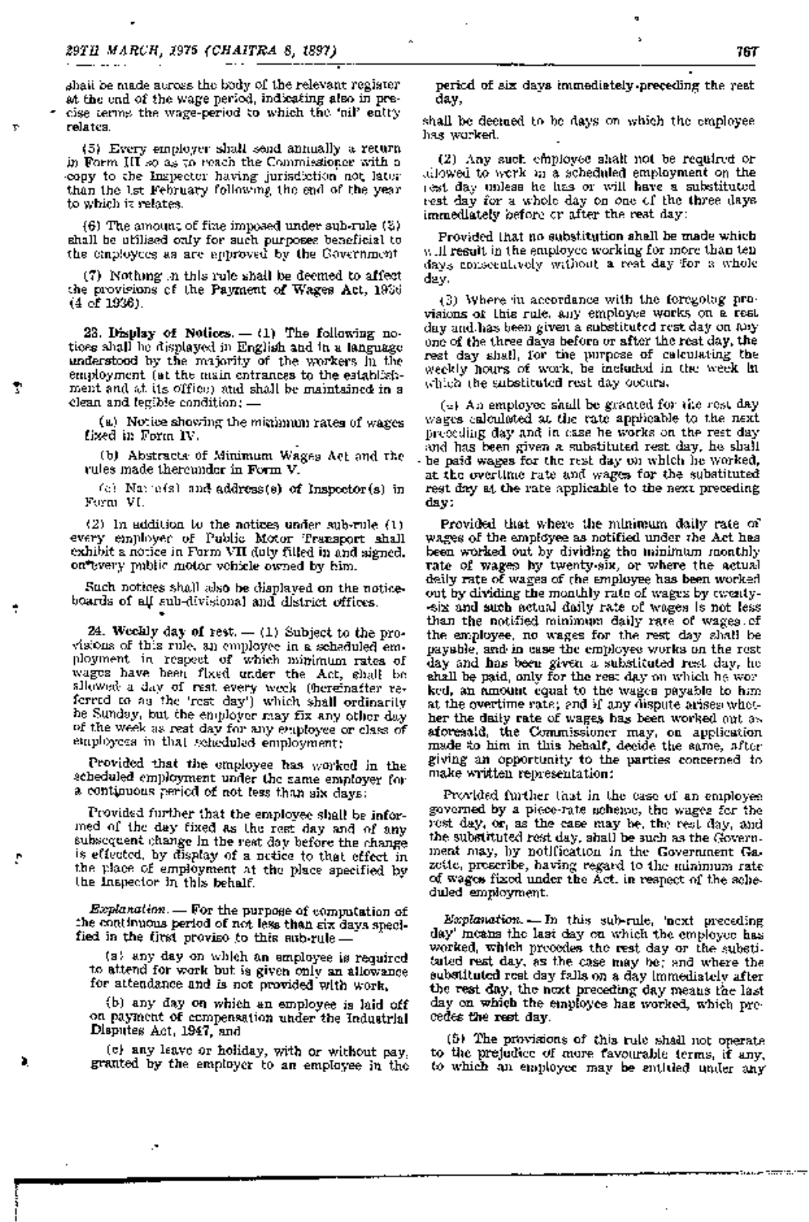shall be made across the body of the relevant register at the end of the wage period, indicating also in precise terms the wage-period to which the 'nil' entry relates.

(5) Every employer shall send annually a return in Form III so as to reach the Commissioner with a copy to the Inspector having jurisdiction not later than the 1st February following the end of the year to which it relates.

(6) The amount of fine imposed under sub-rule (3) shall be utilised only for such purposes beneficial to the employees as are approved by the Government.

(7) Nothing in this rule shall be deemed to affect the provisions of the Payment of Wages Act, 1936 (4 of 1936).

**23. Display of Notices.** — (1) The following notices shall be displayed in English and in a language understood by the majority of the workers in the employment (at the main entrances to the establishment and at its office) and shall be maintained in a clean and legible condition: —

(a) Notice showing the minimum rates of wages fixed in Form IV.

(b) Abstracts of Minimum Wages Act and the rules made thereunder in Form V.

(c) Name(s) and address(es) of Inspector(s) in Form VI.

(2) In addition to the notices under sub-rule (1) every employer of Public Motor Transport shall exhibit a notice in Form VII duly filled in and signed, on every public motor vehicle owned by him.

Such notices shall also be displayed on the notice-boards of all sub-divisional and district offices.

**24. Weekly day of rest.** — (1) Subject to the provisions of this rule, an employee in a scheduled employment in respect of which minimum rates of wages have been fixed under the Act, shall be allowed a day of rest every week (hereinafter referred to as the 'rest day') which shall ordinarily be Sunday, but the employer may fix any other day of the week as rest day for any employee or class of employees in that scheduled employment:

Provided that the employee has worked in the scheduled employment under the same employer for a continuous period of not less than six days:

Provided further that the employee shall be informed of the day fixed as the rest day and of any subsequent change in the rest day before the change is effected, by display of a notice to that effect in the place of employment at the place specified by the Inspector in this behalf.

*Explanation*. — For the purpose of computation of the continuous period of not less than six days specified in the first proviso to this sub-rule —

(a) any day on which an employee is required to attend for work but is given only an allowance for attendance and is not provided with work,

(b) any day on which an employee is laid off on payment of compensation under the Industrial Disputes Act, 1947, and

(c) any leave or holiday, with or without pay, granted by the employer to an employee in the period of six days immediately preceding the rest day,

shall be deemed to be days on which the employee has worked.

(2) Any such employee shall not be required or allowed to work in a scheduled employment on the rest day unless he has or will have a substituted rest day for a whole day on one of the three days immediately before or after the rest day:

Provided that no substitution shall be made which will result in the employee working for more than ten days consecutively without a rest day for a whole day.

(3) Where in accordance with the foregoing provisions of this rule, any employee works on a rest day and has been given a substituted rest day on any one of the three days before or after the rest day, the rest day shall, for the purpose of calculating the weekly hours of work, be included in the week in which the substituted rest day occurs.

(4) An employee shall be granted for the rest day wages calculated at the rate applicable to the next preceding day and in case he works on the rest day and has been given a substituted rest day, he shall be paid wages for the rest day on which he worked, at the overtime rate and wages for the substituted rest day at the rate applicable to the next preceding day:

Provided that where the minimum daily rate of wages of the employee as notified under the Act has been worked out by dividing the minimum monthly rate of wages by twenty-six, or where the actual daily rate of wages of the employee has been worked out by dividing the monthly rate of wages by twenty-six and such actual daily rate of wages is not less than the notified minimum daily rate of wages of the employee, no wages for the rest day shall be payable, and in case the employee works on the rest day and has been given a substituted rest day, he shall be paid, only for the rest day on which he worked, an amount equal to the wages payable to him at the overtime rate; and if any dispute arises whether the daily rate of wages has been worked out as aforesaid, the Commissioner may, on application made to him in this behalf, decide the same, after giving an opportunity to the parties concerned to make written representation:

Provided further that in the case of an employee governed by a piece-rate scheme, the wages for the rest day, or, as the case may be, the rest day, and the substituted rest day, shall be such as the Government may, by notification in the Government Gazette, prescribe, having regard to the minimum rate of wages fixed under the Act in respect of the scheduled employment.

*Explanation*. — In this sub-rule, 'next preceding day' means the last day on which the employee has worked, which precedes the rest day or the substituted rest day, as the case may be; and where the substituted rest day falls on a day immediately after the rest day, the next preceding day means the last day on which the employee has worked, which precedes the rest day.

(5) The provisions of this rule shall not operate to the prejudice of more favourable terms, if any, to which an employee may be entitled under any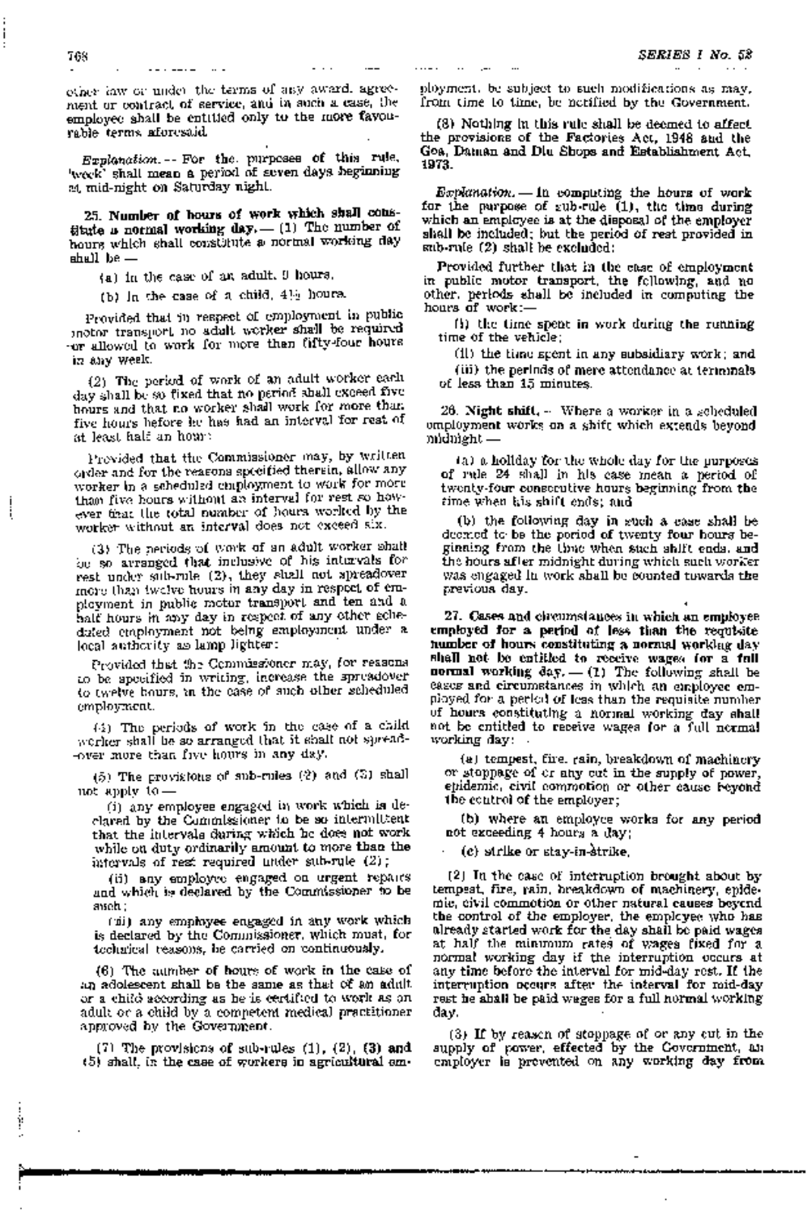other law or under the terms of any award, agreement or contract of service, and in such a case, the employee shall be entitled only to the more favourable terms aforesaid.

*Explanation.*— For the purposes of this rule, 'week' shall mean a period of seven days beginning at mid-night on Saturday night.

**25. Number of hours of work which shall constitute a normal working day.**— (1) The number of hours which shall constitute a normal working day shall be —

(a) in the case of an adult, 9 hours,

(b) in the case of a child, 4½ hours.

Provided that in respect of employment in public motor transport no adult worker shall be required or allowed to work for more than fifty-four hours in any week.

(2) The period of work of an adult worker each day shall be so fixed that no period shall exceed five hours and that no worker shall work for more than five hours before he has had an interval for rest of at least half an hour:

Provided that the Commissioner may, by written order and for the reasons specified therein, allow any worker in a scheduled employment to work for more than five hours without an interval for rest so however that the total number of hours worked by the worker without an interval does not exceed six.

(3) The periods of work of an adult worker shall be so arranged that inclusive of his intervals for rest under sub-rule (2), they shall not spreadover more than twelve hours in any day in respect of employment in public motor transport and ten and a half hours in any day in respect of any other scheduled employment not being employment under a local authority as lamp lighter:

Provided that the Commissioner may, for reasons to be specified in writing, increase the spreadover to twelve hours, in the case of such other scheduled employment.

(4) The periods of work in the case of a child worker shall be so arranged that it shall not spreadover more than five hours in any day.

(5) The provisions of sub-rules (2) and (3) shall not apply to —

(i) any employee engaged in work which is declared by the Commissioner to be so intermittent that the intervals during which he does not work while on duty ordinarily amount to more than the intervals of rest required under sub-rule (2);

(ii) any employee engaged on urgent repairs and which is declared by the Commissioner to be such;

(iii) any employee engaged in any work which is declared by the Commissioner, which must, for technical reasons, be carried on continuously.

(6) The number of hours of work in the case of an adolescent shall be the same as that of an adult or a child according as he is certified to work as an adult or a child by a competent medical practitioner approved by the Government.

(7) The provisions of sub-rules (1), (2), (3) and (5) shall, in the case of workers in agricultural employment, be subject to such modifications as may, from time to time, be notified by the Government.

(8) Nothing in this rule shall be deemed to affect the provisions of the Factories Act, 1948 and the Goa, Daman and Diu Shops and Establishment Act, 1973.

*Explanation.* — In computing the hours of work for the purpose of sub-rule (1), the time during which an employee is at the disposal of the employer shall be included; but the period of rest provided in sub-rule (2) shall be excluded:

Provided further that in the case of employment in public motor transport, the following, and no other, periods shall be included in computing the hours of work:—

(i) the time spent in work during the running time of the vehicle;

(ii) the time spent in any subsidiary work; and

(iii) the periods of mere attendance at terminals of less than 15 minutes.

**26. Night shift.** — Where a worker in a scheduled employment works on a shift which extends beyond midnight —

(a) a holiday for the whole day for the purposes of rule 24 shall in his case mean a period of twenty-four consecutive hours beginning from the time when his shift ends; and

(b) the following day in such a case shall be deemed to be the period of twenty four hours beginning from the time when such shift ends, and the hours after midnight during which such worker was engaged in work shall be counted towards the previous day.

**27. Cases and circumstances in which an employee employed for a period of less than the requisite number of hours constituting a normal working day shall not be entitled to receive wages for a full normal working day.** — (1) The following shall be cases and circumstances in which an employee employed for a period of less than the requisite number of hours constituting a normal working day shall not be entitled to receive wages for a full normal working day:

(a) tempest, fire, rain, breakdown of machinery or stoppage of or any cut in the supply of power, epidemic, civil commotion or other cause beyond the control of the employer;

(b) where an employee works for any period not exceeding 4 hours a day;

(c) strike or stay-in-strike,

(2) In the case of interruption brought about by tempest, fire, rain, breakdown of machinery, epidemic, civil commotion or other natural causes beyond the control of the employer, the employee who has already started work for the day shall be paid wages at half the minimum rates of wages fixed for a normal working day if the interruption occurs at any time before the interval for mid-day rest. If the interruption occurs after the interval for mid-day rest he shall be paid wages for a full normal working day.

(3) If by reason of stoppage of or any cut in the supply of power, effected by the Government, an employer is prevented on any working day from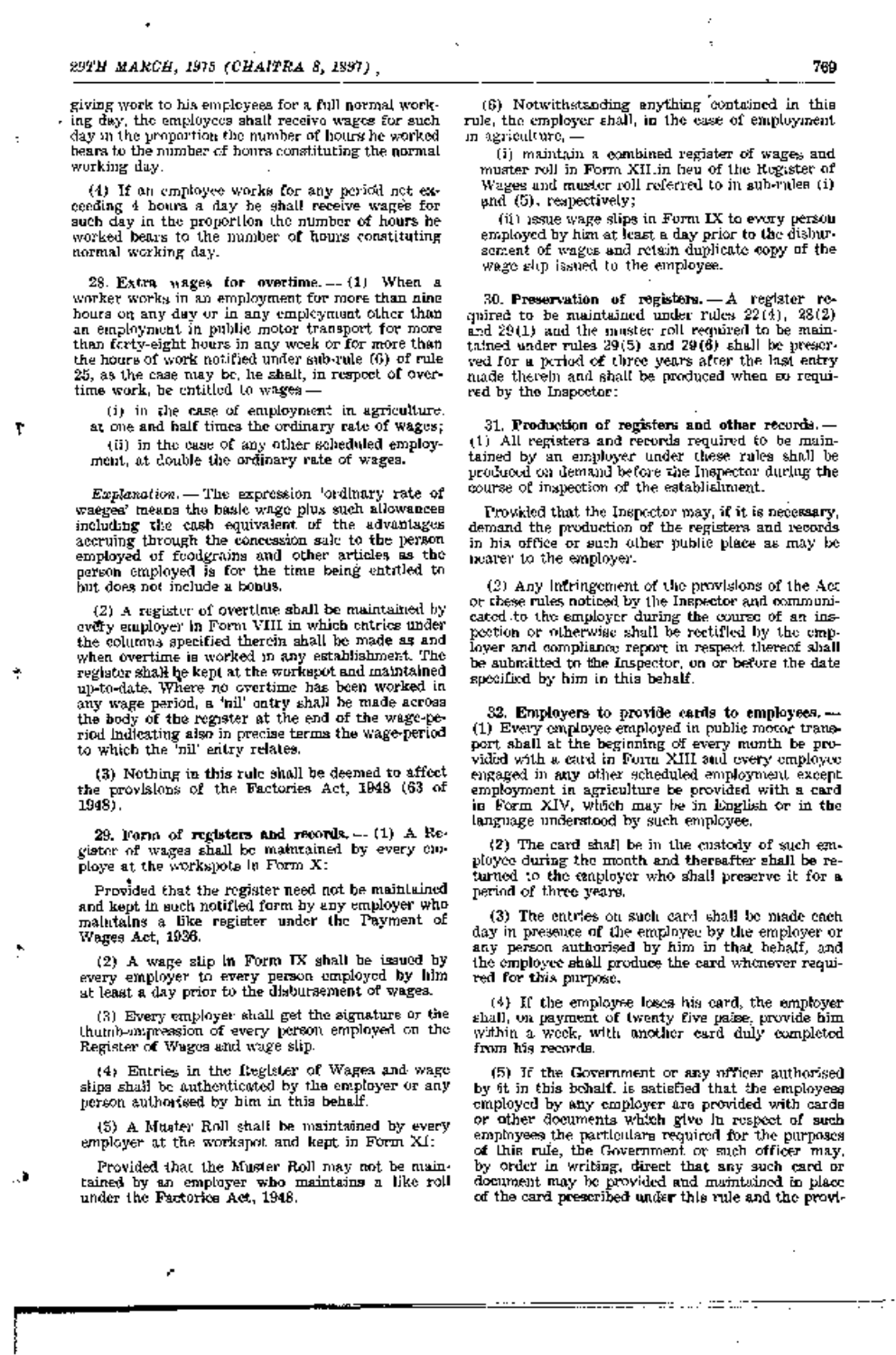giving work to his employees for a full normal working day, the employees shall receive wages for such day in the proportion the number of hours he worked bears to the number of hours constituting the normal working day.

(4) If an employee works for any period not exceeding 4 hours a day he shall receive wages for such day in the proportion the number of hours he worked bears to the number of hours constituting normal working day.

**28. Extra wages for overtime.** — (1) When a worker works in an employment for more than nine hours on any day or in any employment other than an employment in public motor transport for more than forty-eight hours in any week or for more than the hours of work notified under sub-rule (6) of rule 25, as the case may be, he shall, in respect of overtime work, be entitled to wages —

(i) in the case of employment in agriculture, at one and half times the ordinary rate of wages;

(ii) in the case of any other scheduled employment, at double the ordinary rate of wages.

*Explanation.* — The expression 'ordinary rate of wages' means the basic wage plus such allowances including the cash equivalent of the advantages accruing through the concession sale to the person employed of foodgrains and other articles as the person employed is for the time being entitled to but does not include a bonus.

(2) A register of overtime shall be maintained by every employer in Form VIII in which entries under the columns specified therein shall be made as and when overtime is worked in any establishment. The register shall be kept at the workspot and maintained up-to-date. Where no overtime has been worked in any wage period, a 'nil' entry shall be made across the body of the register at the end of the wage-period indicating also in precise terms the wage-period to which the 'nil' entry relates.

(3) Nothing in this rule shall be deemed to affect the provisions of the Factories Act, 1948 (63 of 1948).

**29. Form of registers and records.** — (1) A Register of wages shall be maintained by every employe at the workspots in Form X:

Provided that the register need not be maintained and kept in such notified form by any employer who maintains a like register under the Payment of Wages Act, 1936.

(2) A wage slip in Form IX shall be issued by every employer to every person employed by him at least a day prior to the disbursement of wages.

(3) Every employer shall get the signature or the thumb-impression of every person employed on the Register of Wages and wage slip.

(4) Entries in the Register of Wages and wage slips shall be authenticated by the employer or any person authorised by him in this behalf.

(5) A Muster Roll shall be maintained by every employer at the workspot and kept in Form XI:

Provided that the Muster Roll may not be maintained by an employer who maintains a like roll under the Factories Act, 1948.

(6) Notwithstanding anything contained in this rule, the employer shall, in the case of employment in agriculture, —

(i) maintain a combined register of wages and muster roll in Form XII in lieu of the Register of Wages and muster roll referred to in sub-rules (1) and (5), respectively;

(ii) issue wage slips in Form IX to every person employed by him at least a day prior to the disbursement of wages and retain duplicate copy of the wage slip issued to the employee.

**30. Preservation of registers.** — A register required to be maintained under rules 22(4), 28(2) and 29(1) and the muster roll required to be maintained under rules 29(5) and 29(6) shall be preserved for a period of three years after the last entry made therein and shall be produced when so required by the Inspector:

**31. Production of registers and other records.** — (1) All registers and records required to be maintained by an employer under these rules shall be produced on demand before the Inspector during the course of inspection of the establishment.

Provided that the Inspector may, if it is necessary, demand the production of the registers and records in his office or such other public place as may be nearer to the employer.

(2) Any infringement of the provisions of the Act or these rules noticed by the Inspector and communicated to the employer during the course of an inspection or otherwise shall be rectified by the employer and compliance report in respect thereof shall be submitted to the Inspector, on or before the date specified by him in this behalf.

**32. Employers to provide cards to employees.** — (1) Every employee employed in public motor transport shall at the beginning of every month be provided with a card in Form XIII and every employee engaged in any other scheduled employment except employment in agriculture be provided with a card in Form XIV, which may be in English or in the language understood by such employee.

(2) The card shall be in the custody of such employee during the month and thereafter shall be returned to the employer who shall preserve it for a period of three years.

(3) The entries on such card shall be made each day in presence of the employee by the employer or any person authorised by him in that behalf, and the employee shall produce the card whenever required for this purpose.

(4) If the employee loses his card, the employer shall, on payment of twenty five paise, provide him within a week, with another card duly completed from his records.

(5) If the Government or any officer authorised by it in this behalf, is satisfied that the employees employed by any employer are provided with cards or other documents which give in respect of such employees the particulars required for the purposes of this rule, the Government or such officer may, by order in writing, direct that any such card or document may be provided and maintained in place of the card prescribed under this rule and the provi-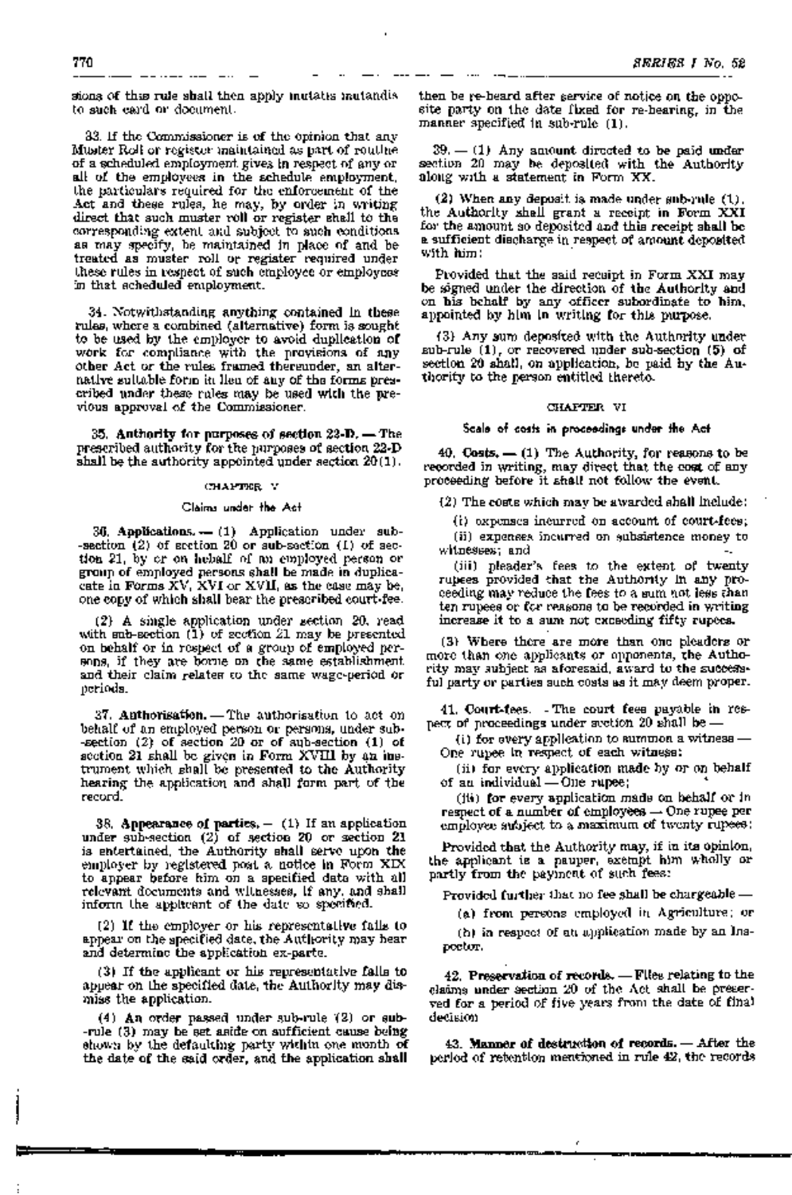sions of this rule shall then apply mutatis mutandis to such card or document.

33. If the Commissioner is of the opinion that any Muster Roll or register maintained as part of routine of a scheduled employment gives in respect of any or all of the employees in the schedule employment, the particulars required for the enforcement of the Act and these rules, he may, by order in writing direct that such muster roll or register shall to the corresponding extent and subject to such conditions as may specify, be maintained in place of and be treated as muster roll or register required under these rules in respect of such employee or employees in that scheduled employment.

34. Notwithstanding anything contained in these rules, where a combined (alternative) form is sought to be used by the employer to avoid duplication of work for compliance with the provisions of any other Act or the rules framed thereunder, an alternative suitable form in lieu of any of the forms prescribed under these rules may be used with the previous approval of the Commissioner.

35. **Authority for purposes of section 22-D.** — The prescribed authority for the purposes of section 22-D shall be the authority appointed under section 20(1).

## CHAPTER V

### Claims under the Act

36. **Applications.** — (1) Application under sub-section (2) of section 20 or sub-section (1) of section 21, by or on behalf of an employed person or group of employed persons shall be made in duplicate in Forms XV, XVI or XVII, as the case may be, one copy of which shall bear the prescribed court-fee.

(2) A single application under section 20, read with sub-section (1) of section 21 may be presented on behalf or in respect of a group of employed persons, if they are borne on the same establishment and their claim relates to the same wage-period or periods.

37. **Authorisation.** — The authorisation to act on behalf of an employed person or persons, under sub-section (2) of section 20 or of sub-section (1) of section 21 shall be given in Form XVIII by an instrument which shall be presented to the Authority hearing the application and shall form part of the record.

38. **Appearance of parties.** — (1) If an application under sub-section (2) of section 20 or section 21 is entertained, the Authority shall serve upon the employer by registered post a notice in Form XIX to appear before him on a specified date with all relevant documents and witnesses, if any, and shall inform the applicant of the date so specified.

(2) If the employer or his representative fails to appear on the specified date, the Authority may hear and determine the application ex-parte.

(3) If the applicant or his representative fails to appear on the specified date, the Authority may dismiss the application.

(4) An order passed under sub-rule (2) or sub-rule (3) may be set aside on sufficient cause being shown by the defaulting party within one month of the date of the said order, and the application shall then be re-heard after service of notice on the opposite party on the date fixed for re-hearing, in the manner specified in sub-rule (1).

39. — (1) Any amount directed to be paid under section 20 may be deposited with the Authority along with a statement in Form XX.

(2) When any deposit is made under sub-rule (1), the Authority shall grant a receipt in Form XXI for the amount so deposited and this receipt shall be a sufficient discharge in respect of amount deposited with him:

Provided that the said receipt in Form XXI may be signed under the direction of the Authority and on his behalf by any officer subordinate to him, appointed by him in writing for this purpose.

(3) Any sum deposited with the Authority under sub-rule (1), or recovered under sub-section (5) of section 20 shall, on application, be paid by the Authority to the person entitled thereto.

## CHAPTER VI

### Scale of costs in proceedings under the Act

40. **Costs.** — (1) The Authority, for reasons to be recorded in writing, may direct that the cost of any proceeding before it shall not follow the event.

(2) The costs which may be awarded shall include:

(i) expenses incurred on account of court-fees;

(ii) expenses incurred on subsistence money to witnesses; and

(iii) pleader's fees to the extent of twenty rupees provided that the Authority in any proceeding may reduce the fees to a sum not less than ten rupees or for reasons to be recorded in writing increase it to a sum not exceeding fifty rupees.

(3) Where there are more than one pleaders or more than one applicants or opponents, the Authority may subject as aforesaid, award to the successful party or parties such costs as it may deem proper.

41. **Court-fees.** — The court fees payable in respect of proceedings under section 20 shall be —

(i) for every application to summon a witness — One rupee in respect of each witness;

(ii) for every application made by or on behalf of an individual — One rupee;

(iii) for every application made on behalf or in respect of a number of employees — One rupee per employee subject to a maximum of twenty rupees:

Provided that the Authority may, if in its opinion, the applicant is a pauper, exempt him wholly or partly from the payment of such fees:

Provided further that no fee shall be chargeable —

(a) from persons employed in Agriculture; or

(b) in respect of an application made by an Inspector.

42. **Preservation of records.** — Files relating to the claims under section 20 of the Act shall be preserved for a period of five years from the date of final decision

43. **Manner of destruction of records.** — After the period of retention mentioned in rule 42, the records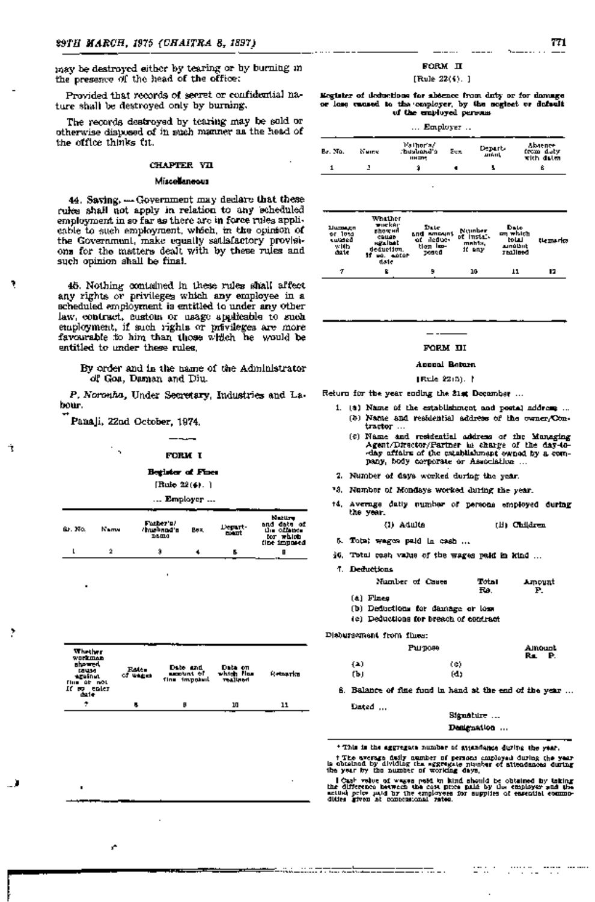may be destroyed either by tearing or by burning in the presence of the head of the office:

Provided that records of secret or confidential nature shall be destroyed only by burning.

The records destroyed by tearing may be sold or otherwise disposed of in such manner as the head of the office thinks fit.

### CHAPTER VII

#### Miscellaneous

**44. Saving.** — Government may declare that these rules shall not apply in relation to any scheduled employment in so far as there are in force rules applicable to such employment, which, in the opinion of the Government, make equally satisfactory provisions for the matters dealt with by these rules and such opinion shall be final.

45. Nothing contained in these rules shall affect any rights or privileges which any employee in a scheduled employment is entitled to under any other law, contract, custom or usage applicable to such employment, if such rights or privileges are more favourable to him than those which he would be entitled to under these rules.

By order and in the name of the Administrator of Goa, Daman and Diu.

*P. Noronha*, Under Secretary, Industries and Labour.

Panaji, 22nd October, 1974.

### FORM I

**Register of Fines**

[Rule 22(4). ]

... Employer ...

| Sr. No. | Name | Father's/husband's name | Sex | Department | Nature and date of the offence for which fine imposed |
|---|---|---|---|---|---|
| 1 | 2 | 3 | 4 | 5 | 6 |

| Whether workman showed cause against fine or not if so enter date | Rates of wages | Date and amount of fine imposed | Date on which fine realised | Remarks |
|---|---|---|---|---|
| 7 | 8 | 9 | 10 | 11 |

### FORM II

[Rule 22(4). ]

**Register of deductions for absence from duty or for damage or loss caused to the employer, by the neglect or default of the employed persons**

... Employer ...

| Sr. No. | Name | Father's/husband's name | Sex | Department | Absence from duty with dates |
|---|---|---|---|---|---|
| 1 | 2 | 3 | 4 | 5 | 6 |

| Damage or loss caused with date | Whether worker showed cause against deduction. If so, enter date | Date and amount of deduction imposed | Number of instalments, if any | Date on which total amount realised | Remarks |
|---|---|---|---|---|---|
| 7 | 8 | 9 | 10 | 11 | 12 |

### FORM III

**Annual Return**

[Rule 22(5). ]

Return for the year ending the 31st December ...

1. (a) Name of the establishment and postal address ...
   (b) Name and residential address of the owner/Contractor ...
   (c) Name and residential address of the Managing Agent/Director/Partner in charge of the day-to-day affairs of the establishment owned by a company, body corporate or Association ...
2. Number of days worked during the year.
*3. Number of Mondays worked during the year.
†4. Average daily number of persons employed during the year.

   (i) Adults (ii) Children

5. Total wages paid in cash ...
‡6. Total cash value of the wages paid in kind ...
7. Deductions

| | Number of Cases | Total Rs. | Amount P. |
|---|---|---|---|
| (a) Fines | | | |
| (b) Deductions for damage or loss | | | |
| (c) Deductions for breach of contract | | | |

Disbursement from fines:

| Purpose | | Amount Rs. P. |
|---|---|---|
| (a) | (c) | |
| (b) | (d) | |

8. Balance of fine fund in hand at the end of the year ...

Dated ...

Signature ...

Designation ...

* This is the aggregate number of attendance during the year.

† The average daily number of persons employed during the year is obtained by dividing the aggregate number of attendances during the year by the number of working days.

‡ Cash value of wages paid in kind should be obtained by taking the difference between the cost price paid by the employer and the actual price paid by the employees for supplies of essential commodities given at concessional rates.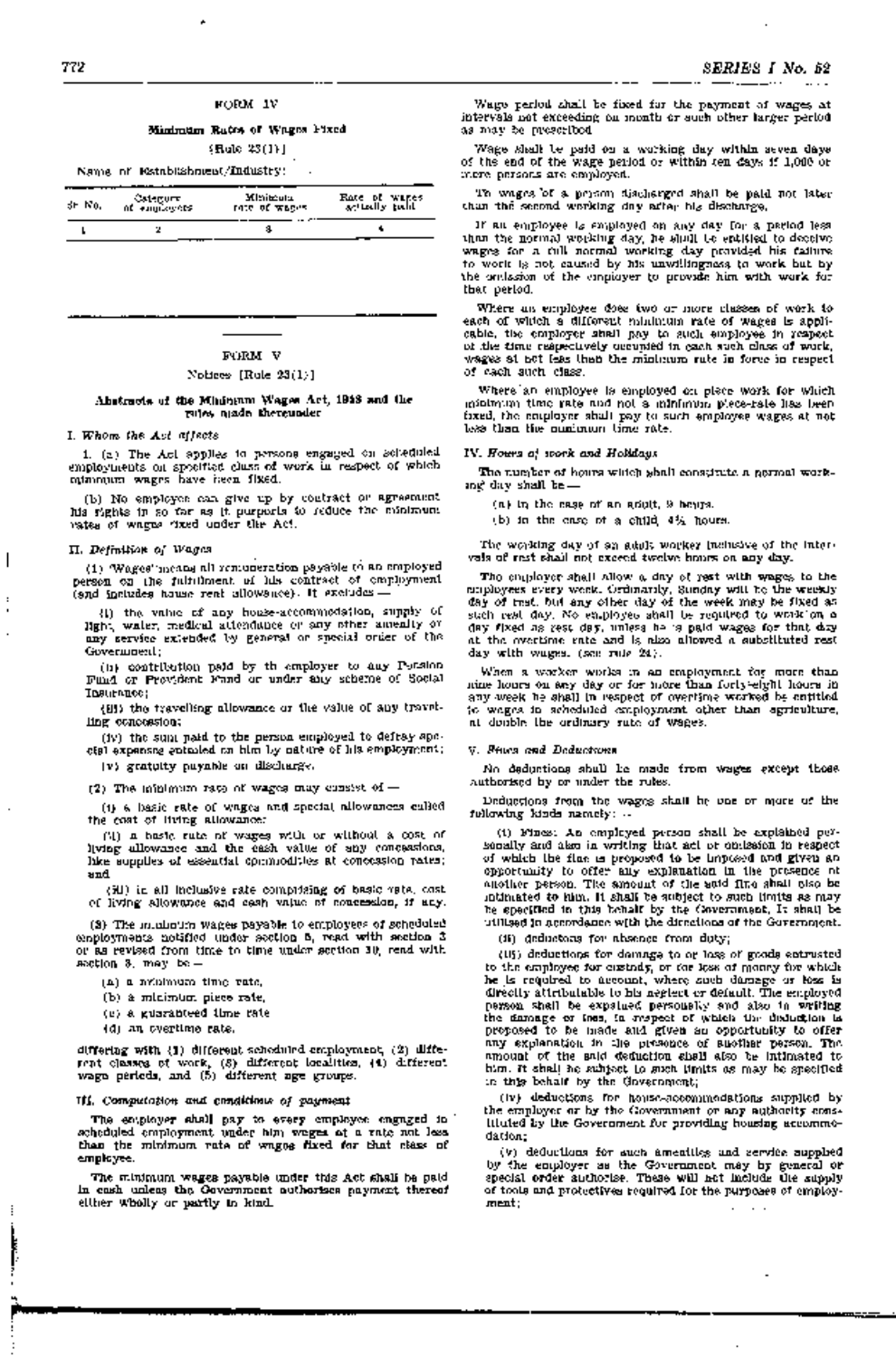FORM IV

**Minimum Rates of Wages Fixed**

[Rule 23(1)]

Name of Establishment/Industry:

| Sr. No. | Category of employees | Minimum rate of wages | Rate of wages actually paid |
|---|---|---|---|
| 1 | 2 | 3 | 4 |

FORM V

Notices [Rule 23(1)]

**Abstracts of the Minimum Wages Act, 1948 and the rules made thereunder**

*I. Whom the Act affects*

1. (a) The Act applies to persons engaged on scheduled employments on specified class of work in respect of which minimum wages have been fixed.

(b) No employee can give up by contract or agreement his rights in so far as it purports to reduce the minimum rates of wages fixed under the Act.

*II. Definition of Wages*

(1) 'Wages' means all remuneration payable to an employed person on the fulfilment of his contract of employment (and includes house rent allowance). It excludes —

(i) the value of any house-accommodation, supply of light, water, medical attendance or any other amenity or any service extended by general or special order of the Government;

(ii) contribution paid by th employer to any Pension Fund or Provident Fund or under any scheme of Social Insurance;

(iii) the travelling allowance or the value of any travelling concession;

(iv) the sum paid to the person employed to defray special expenses entailed on him by nature of his employment;

(v) gratuity payable on discharge.

(2) The minimum rate of wages may consist of —

(i) a basic rate of wages and special allowances called the cost of living allowance;

(ii) a basic rate of wages with or without a cost of living allowance and the cash value of any concessions, like supplies of essential commodities at concession rates; and

(iii) an all inclusive rate comprising of basic rate, cost of living allowance and cash value of concession, if any.

(3) The minimum wages payable to employees of scheduled employments notified under section 5, read with section 3 or as revised from time to time under section 10, read with section 3, may be —

(a) a minimum time rate,

(b) a minimum piece rate,

(c) a guaranteed time rate

(d) an overtime rate,

differing with (1) different scheduled employment, (2) different classes of work, (3) different localities, (4) different wage periods, and (5) different age groups.

*III. Computation and conditions of payment*

The employer shall pay to every employee engaged in scheduled employment under him wages at a rate not less than the minimum rate of wages fixed for that class of employee.

The minimum wages payable under this Act shall be paid in cash unless the Government authorises payment thereof either wholly or partly in kind.

Wage period shall be fixed for the payment of wages at intervals not exceeding on month or such other larger period as may be prescribed.

Wage shall be paid on a working day within seven days of the end of the wage period or within ten days if 1,000 or more persons are employed.

The wages of a person discharged shall be paid not later than the second working day after his discharge.

If an employee is employed on any day for a period less than the normal working day, he shall be entitled to receive wages for a full normal working day provided his failure to work is not caused by his unwillingness to work but by the omission of the employer to provide him with work for that period.

Where an employee does two or more classes of work to each of which a different minimum rate of wages is applicable, the employer shall pay to such employee in respect of the time respectively occupied in each such class of work, wages at not less than the minimum rate in force in respect of each such class.

Where an employee is employed on piece work for which minimum time rate and not a minimum piece-rate has been fixed, the employer shall pay to such employee wages at not less than the minimum time rate.

*IV. Hours of work and Holidays*

The number of hours which shall constitute a normal working day shall be —

(a) in the case of an adult, 9 hours.

(b) in the case of a child, 4½ hours.

The working day of an adult worker inclusive of the intervals of rest shall not exceed twelve hours on any day.

The employer shall allow a day of rest with wages to the employees every week. Ordinarily, Sunday will be the weekly day of rest, but any other day of the week may be fixed as such rest day. No employee shall be required to work on a day fixed as rest day, unless he is paid wages for that day at the overtime rate and is also allowed a substituted rest day with wages. (see rule 24).

When a worker works in an employment for more than nine hours on any day or for more than forty-eight hours in any week he shall in respect of overtime worked be entitled to wages in scheduled employment other than agriculture, at double the ordinary rate of wages.

*V. Fines and Deductions*

No deductions shall be made from wages except those authorised by or under the rules.

Deductions from the wages shall be one or more of the following kinds namely: —

(i) Fines: An employed person shall be explained personally and also in writing that act or omission in respect of which the fine is proposed to be imposed and given an opportunity to offer any explanation in the presence of another person. The amount of the said fine shall also be intimated to him. It shall be subject to such limits as may be specified in this behalf by the Government. It shall be utilised in accordance with the directions of the Government.

(ii) deductions for absence from duty;

(iii) deductions for damage to or loss of goods entrusted to the employee for custody, or for loss of money for which he is required to account, where such damage or loss is directly attributable to his neglect or default. The employed person shall be explained personally and also in writing the damage or loss, in respect of which the deduction is proposed to be made and given an opportunity to offer any explanation in the presence of another person. The amount of the said deduction shall also be intimated to him. It shall be subject to such limits as may be specified in this behalf by the Government;

(iv) deductions for house-accommodations supplied by the employer or by the Government or any authority constituted by the Government for providing housing accommodation;

(v) deductions for such amenities and service supplied by the employer as the Government may by general or special order authorise. These will not include the supply of tools and protectives required for the purposes of employment;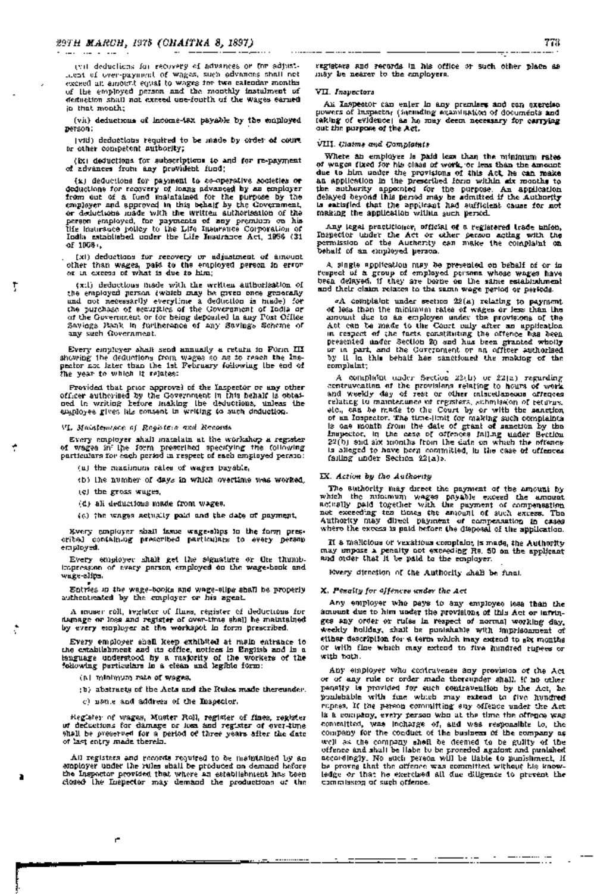(vii) deductions for recovery of advances or for adjustment of over-payment of wages, such advances shall not exceed an amount equal to wages for two calendar months of the employed person and the monthly instalment of deduction shall not exceed one-fourth of the wages earned in that month;

(vii) deductions of income-tax payable by the employed person;

(viii) deductions required to be made by order of court or other competent authority;

(ix) deductions for subscriptions to and for re-payment of advances from any provident fund;

(x) deductions for payment to co-operative societies or deductions for recovery of loans advanced by an employer from out of a fund maintained for the purpose by the employer and approved in this behalf by the Government, or deductions made with the written authorisation of the person employed, for payments of any premium on his life insurance policy to the Life Insurance Corporation of India established under the Life Insurance Act, 1956 (31 of 1956),

(xi) deductions for recovery or adjustment of amount other than wages, paid to the employed person in error or in excess of what is due to him;

(xii) deductions made with the written authorisation of the employed person (which may be given once generally and not necessarily everytime a deduction is made) for the purchase of securities of the Government of India or of the Government or for being deposited in any Post Office Savings Bank in furtherance of any Savings Scheme of any such Government.

Every employer shall send annually a return in Form III showing the deductions from wages so as to reach the Inspector not later than the 1st February following the end of the year to which it relates:

Provided that prior approval of the Inspector or any other officer authorised by the Government in this behalf is obtained in writing before making the deductions, unless the employee gives his consent in writing to such deduction.

## VI. *Maintenance of Registers and Records*

Every employer shall maintain at the workshop a register of wages in the form prescribed specifying the following particulars for each period in respect of each employed person:

(a) the maximum rates of wages payable,

(b) the number of days in which overtime was worked,

(c) the gross wages,

(d) all deductions made from wages,

(e) the wages actually paid and the date of payment,

Every employer shall issue wage-slips in the form prescribed containing prescribed particulars to every person employed.

Every employer shall get the signature or the thumb-impression of every person employed on the wage-book and wage-slips.

Entries in the wage-books and wage-slips shall be properly authenticated by the employer or his agent.

A muster roll, register of fines, register of deductions for damage or loss and register of over-time shall be maintained by every employer at the workspot in form prescribed.

Every employer shall keep exhibited at main entrance to the establishment and its office, notices in English and in a language understood by a majority of the workers of the following particulars in a clean and legible form:

(a) minimum rate of wages,

(b) abstracts of the Acts and the Rules made thereunder.

(c) name and address of the Inspector.

Register of wages, Muster Roll, register of fines, register of deductions for damage or loss and register of over-time shall be preserved for a period of three years after the date of last entry made therein.

All registers and records required to be maintained by an employer under the rules shall be produced on demand before the Inspector provided that where an establishment has been closed the Inspector may demand the production of the registers and records in his office or such other place as may be nearer to the employers.

## VII. *Inspectors*

An Inspector can enter in any premises and can exercise powers of Inspector (including examination of documents and taking of evidence) as he may deem necessary for carrying out the purpose of the Act.

## VIII. *Claims and Complaints*

Where an employee is paid less than the minimum rates of wages fixed for his class of work, or less than the amount due to him under the provisions of this Act, he can make an application in the prescribed form within six months to the authority appointed for the purpose. An application delayed beyond this period may be admitted if the Authority is satisfied that the applicant had sufficient cause for not making the application within such period.

Any legal practitioner, official of a registered trade union, Inspector under the Act or other person acting with the permission of the Authority can make the complaint on behalf of an employed person.

A single application may be presented on behalf of or in respect of a group of employed persons whose wages have been delayed, if they are borne on the same establishment and their claim relates to the same wage period or periods.

A complaint under section 22(a) relating to payment of less than the minimum rates of wages or less than the amount due to an employee under the provisions of the Act can be made to the Court only after an application in respect of the facts constituting the offence has been presented under Section 20 and has been granted wholly or in part, and the Government or an officer authorised by it in this behalf has sanctioned the making of the complaint;

A complaint under Section 22(b) or 22(a) regarding contravention of the provisions relating to hours of work and weekly day of rest or other miscellaneous offences relating to maintenance of registers, submission of returns, etc., can be made to the Court by or with the sanction of an Inspector. The time-limit for making such complaints is one month from the date of grant of sanction by the Inspector, in the case of offences falling under Section 22(b) and six months from the date on which the offence is alleged to have been committed, in the case of offences falling under Section 22(a).

## IX. *Action by the Authority*

The authority may direct the payment of the amount by which the minimum wages payable exceed the amount actually paid together with the payment of compensation not exceeding ten times the amount of such excess. The Authority may direct payment of compensation in cases where the excess is paid before the disposal of the application.

If a malicious or vexatious complaint is made, the Authority may impose a penalty not exceeding Rs. 50 on the applicant and order that it be paid to the employer.

Every direction of the Authority shall be final.

## X. *Penalty for offences under the Act*

Any employer who pays to any employee less than the amount due to him under the provisions of this Act or infringes any order or rules in respect of normal working day, weekly holiday, shall be punishable with imprisonment of either description for a term which may extend to six months or with fine which may extend to five hundred rupees or with both.

Any employer who contravenes any provision of the Act or of any rule or order made thereunder shall, if no other penalty is provided for such contravention by the Act, be punishable with fine which may extend to five hundred rupees. If the person committing any offence under the Act is a company, every person who at the time the offence was committed, was incharge of, and was responsible to, the company for the conduct of the business of the company as well as the company shall be deemed to be guilty of the offence and shall be liable to be proceeded against and punished accordingly. No such person will be liable to punishment, if he proves that the offence was committed without his knowledge or that he exercised all due diligence to prevent the commission of such offence.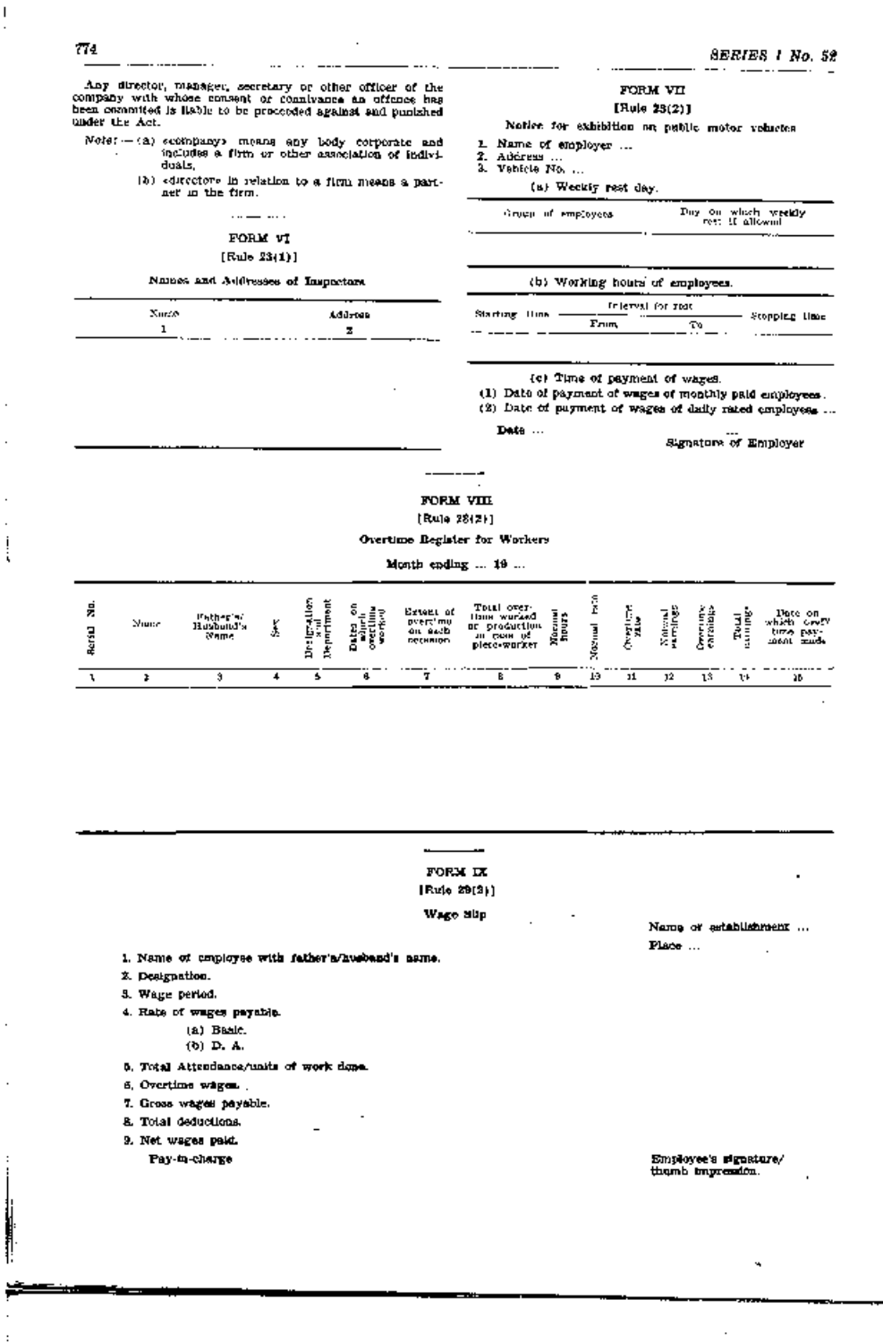Any director, manager, secretary or other officer of the company with whose consent or connivance an offence has been committed is liable to be proceeded against and punished under the Act.

*Note*: — (a) «company» means any body corporate and includes a firm or other association of individuals,

(b) «director» in relation to a firm means a partner in the firm.

## FORM VI

[Rule 23(1)]

Names and Addresses of Inspectors

| Name | Address |
|---|---|
| 1 | 2 |

## FORM VII

[Rule 23(2)]

Notice for exhibition on public motor vehicles

1. Name of employer ...
2. Address ...
3. Vehicle No. ...

(a) Weekly rest day.

| Group of employees | Day on which weekly rest if allowed |
|---|---|
| | |

(b) Working hours of employees.

| Starting time | Interval for rest | | Stopping time |
|---|---|---|---|
| | From | To | |
| | | | |

(c) Time of payment of wages.

(1) Date of payment of wages of monthly paid employees.

(2) Date of payment of wages of daily rated employees ...

Date ...

Signature of Employer

## FORM VIII

[Rule 28(2)]

Overtime Register for Workers

Month ending ... 19 ...

| Serial No. | Name | Father's/ Husband's Name | Sex | Designation and Department | Dates on which overtime worked | Extent of overtime on each occasion | Total overtime worked or production in case of piece-worker | Normal hours | Normal rate | Overtime rate | Normal earnings | Overtime earnings | Total earnings | Date on which overtime payment made |
|---|---|---|---|---|---|---|---|---|---|---|---|---|---|---|
| 1 | 2 | 3 | 4 | 5 | 6 | 7 | 8 | 9 | 10 | 11 | 12 | 13 | 14 | 15 |

## FORM IX

[Rule 29(2)]

Wage Slip

Name of establishment ...

Place ...

1. Name of employee with father's/husband's name.
2. Designation.
3. Wage period.
4. Rate of wages payable.
   - (a) Basic.
   - (b) D. A.
5. Total Attendance/units of work done.
6. Overtime wages.
7. Gross wages payable.
8. Total deductions.
9. Net wages paid.

Pay-in-charge

Employee's signature/ thumb impression.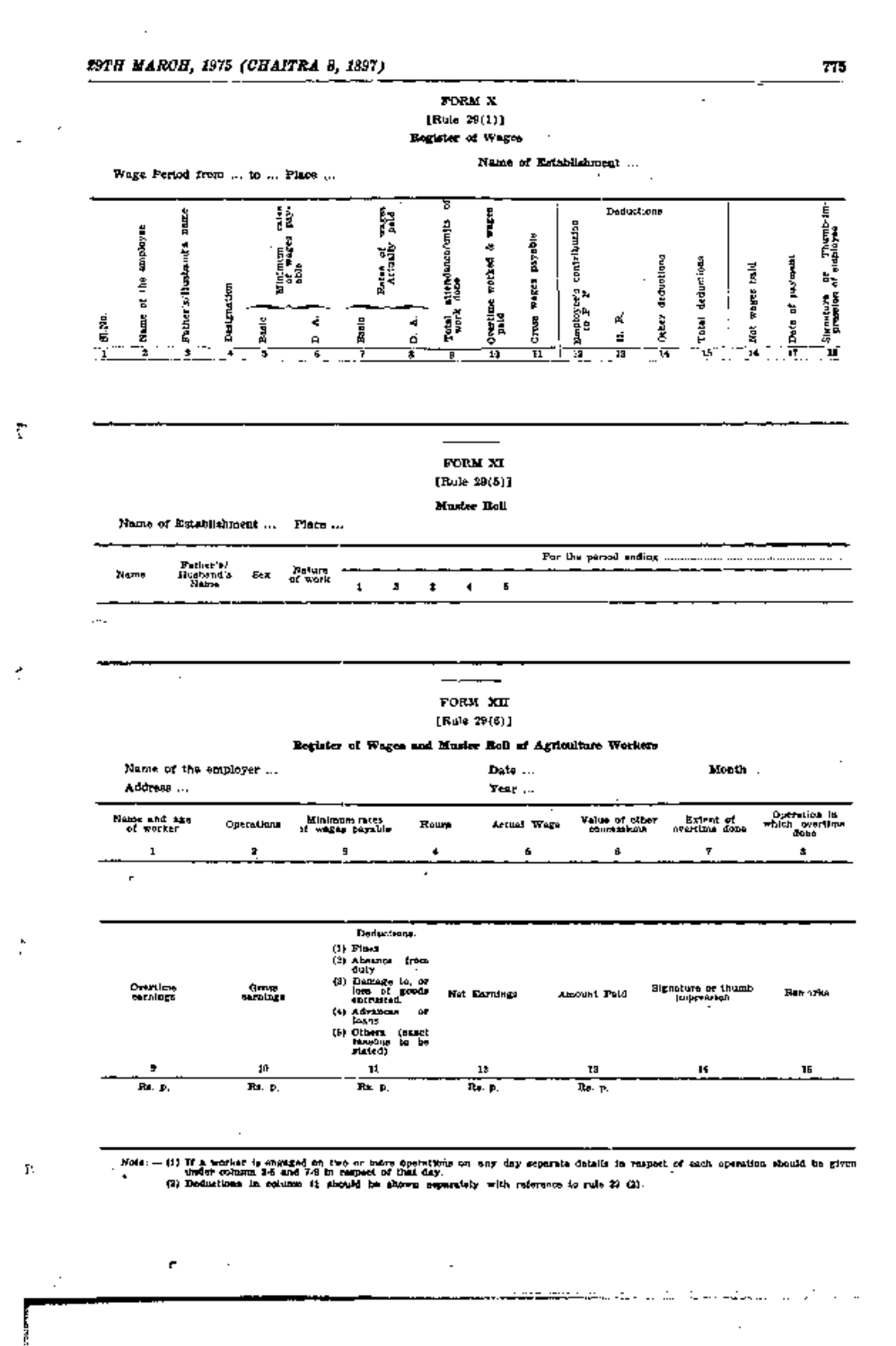## FORM X

[Rule 29(1)]

**Register of Wages**

Wage Period from ... to ... Place ...

Name of Establishment ...

| Sl. No. | Name of the employee | Father's/Husband's name | Designation | Minimum rates of wages payable | | Rates of wages Actually paid | | Total attendance/units of work done | Overtime worked & wages paid | Gross wages payable | Deductions | | | | Net wages paid | Date of payment | Signature or Thumb-impression of employee |
|---|---|---|---|---|---|---|---|---|---|---|---|---|---|---|---|---|---|
| | | | | Basic | D. A. | Basic | D. A. | | | | Employee's contribution to P. F. | H. R. | Other deductions | Total deductions | | | |
| 1 | 2 | 3 | 4 | 5 | 6 | 7 | 8 | 9 | 10 | 11 | 12 | 13 | 14 | 15 | 16 | 17 | 18 |

## FORM XI

[Rule 29(5)]

**Muster Roll**

Name of Establishment ... Place ...

| Name | Father's/Husband's Name | Sex | Nature of work | For the period ending ................................ | | | | |
|---|---|---|---|---|---|---|---|---|
| | | | | 1 | 2 | 3 | 4 | 5 |

## FORM XII

[Rule 29(5)]

**Register of Wages and Muster Roll of Agriculture Workers**

Name of the employer ... Date ... Month .

Address ... Year ...

| Name and age of worker | Operations | Minimum rates of wages payable | Hours | Actual Wage | Value of other concessions | Extent of overtime done | Operation in which overtime done |
|---|---|---|---|---|---|---|---|
| 1 | 2 | 3 | 4 | 5 | 6 | 7 | 8 |

| Overtime earnings | Gross earnings | Deductions. (1) Fines (2) Absence from duty (3) Damage to, or loss of goods entrusted. (4) Advances or loans (5) Others (exact heading to be stated) | Net Earnings | Amount Paid | Signature or thumb impression | Remarks |
|---|---|---|---|---|---|---|
| 9 | 10 | 11 | 12 | 13 | 14 | 15 |
| Rs. p. | Rs. p. | Rs. p. | Rs. p. | Rs. p. | | |

*Note*: — (1) If a worker is engaged on two or more operations on any day separate details in respect of each operation should be given under column 2-5 and 7-8 in respect of that day.

(2) Deductions in column 11 should be shown separately with reference to rule 22 (2).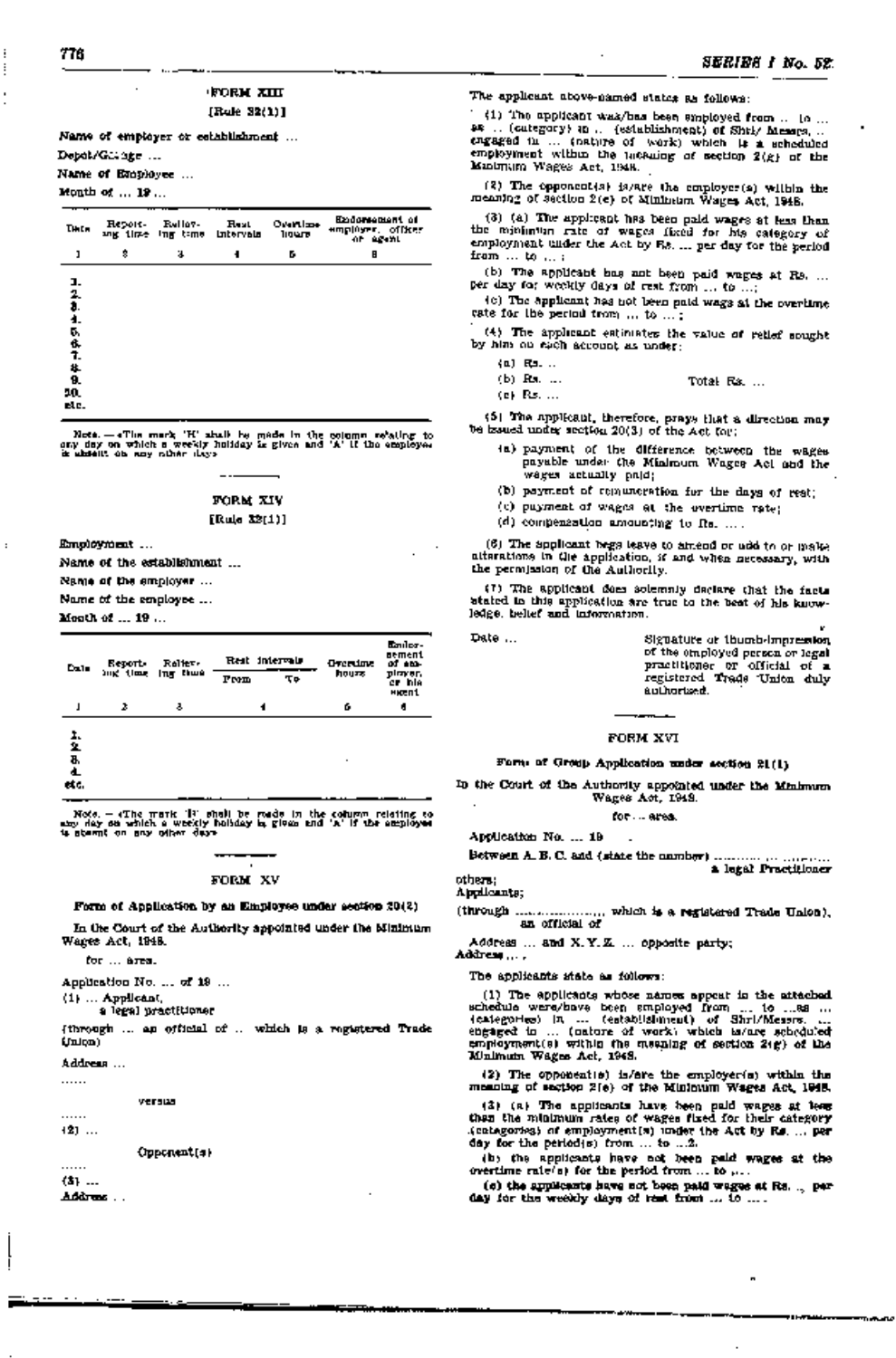### FORM XIII

[Rule 32(1)]

Name of employer or establishment ...

Depot/Garage ...

Name of Employee ...

Month of ... 19 ...

| Date | Reporting time | Relieving time | Rest intervals | Overtime hours | Endorsement of employer, officer or agent |
|---|---|---|---|---|---|
| 1 | 2 | 3 | 4 | 5 | 6 |
| 1. | | | | | |
| 2. | | | | | |
| 3. | | | | | |
| 4. | | | | | |
| 5. | | | | | |
| 6. | | | | | |
| 7. | | | | | |
| 8. | | | | | |
| 9. | | | | | |
| 10. | | | | | |
| etc. | | | | | |

Note.—The mark 'H' shall be made in the column relating to any day on which a weekly holiday is given and 'A' if the employee is absent on any other days.

### FORM XIV

[Rule 32(1)]

Employment ...

Name of the establishment ...

Name of the employer ...

Name of the employee ...

Month of ... 19 ...

| Date | Reporting time | Relieving time | Rest intervals | | Overtime hours | Endorsement of employer, or his agent |
|---|---|---|---|---|---|---|
| | | | From | To | | |
| 1 | 2 | 3 | 4 | | 5 | 6 |
| 1. | | | | | | |
| 2. | | | | | | |
| 3. | | | | | | |
| 4. | | | | | | |
| etc. | | | | | | |

Note.—The mark 'H' shall be made in the column relating to any day on which a weekly holiday is given and 'A' if the employee is absent on any other days.

### FORM XV

**Form of Application by an Employee under section 20(2)**

In the Court of the Authority appointed under the Minimum Wages Act, 1948.

for ... area.

Application No. ... of 19 ...

(1) ... Applicant,
a legal practitioner

(through ... an official of ... which is a registered Trade Union)

Address ...

......

......

versus

(2) ...

Opponent(s)

......

(3) ...

Address ...

The applicant above-named states as follows:

(1) The applicant was/has been employed from ... to ... as ... (category) in ... (establishment) of Shri/Messrs. ... engaged in ... (nature of work) which is a scheduled employment within the meaning of section 2(g) of the Minimum Wages Act, 1948.

(2) The opponent(s) is/are the employer(s) within the meaning of section 2(e) of Minimum Wages Act, 1948.

(3) (a) The applicant has been paid wages at less than the minimum rate of wages fixed for his category of employment under the Act by Rs. ... per day for the period from ... to ... ;

(b) The applicant has not been paid wages at Rs. ... per day for weekly days of rest from ... to ...;

(c) The applicant has not been paid wags at the overtime rate for the period from ... to ... ;

(4) The applicant estimates the value of relief sought by him on each account as under:

(a) Rs. ...
(b) Rs. ... Total Rs. ...
(c) Rs. ...

(5) The applicant, therefore, prays that a direction may be issued under section 20(3) of the Act for;

(a) payment of the difference between the wages payable under the Minimum Wages Act and the wages actually paid;

(b) payment of remuneration for the days of rest;

(c) payment of wages at the overtime rate;

(d) compensation amounting to Rs. ....

(6) The applicant begs leave to amend or add to or make alterations in the application, if and when necessary, with the permission of the Authority.

(7) The applicant does solemnly declare that the facts stated in this application are true to the best of his knowledge, belief and information.

Date ...

Signature or thumb-impression of the employed person or legal practitioner or official of a registered Trade Union duly authorised.

### FORM XVI

**Form of Group Application under section 21(1)**

In the Court of the Authority appointed under the Minimum Wages Act, 1948.

for ... area.

Application No. ... 19

Between A. B. C. and (state the number) ....................
a legal Practitioner

others;
Applicants;

(through ...................., which is a registered Trade Union),
an official of

Address ... and X. Y. Z. ... opposite party;
Address ... .

The applicants state as follows:

(1) The applicants whose names appear in the attached schedule were/have been employed from ... to ...as ... (categories) in ... (establishment) of Shri/Messrs. ... engaged in ... (nature of work) which is/are scheduled employment(s) within the meaning of section 2(g) of the Minimum Wages Act, 1948.

(2) The opponent(s) is/are the employer(s) within the meaning of section 2(e) of the Minimum Wages Act, 1948.

(3) (a) The applicants have been paid wages at less than the minimum rates of wages fixed for their category (categories) of employment(s) under the Act by Rs. ... per day for the period(s) from ... to ...2.

(b) the applicants have not been paid wages at the overtime rate(s) for the period from ... to ... .

(c) the applicants have not been paid wages at Rs. ... per day for the weekly days of rest from ... to ... .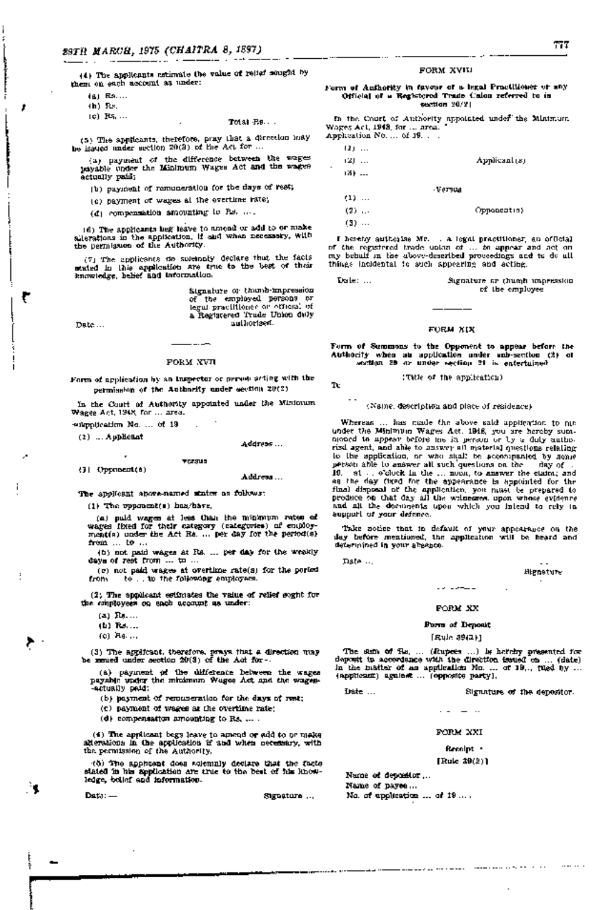(4) The applicants estimate the value of relief sought by them on each account as under:

(a) Rs. ...

(b) Rs.

(c) Rs. ...

Total Rs. ...

(5) The applicants, therefore, pray that a direction may be issued under section 20(3) of the Act for ...

(a) payment of the difference between the wages payable under the Minimum Wages Act and the wages actually paid;

(b) payment of remuneration for the days of rest;

(c) payment of wages at the overtime rate;

(d) compensation amounting to Rs. ....

(6) The applicants beg leave to amend or add to or make alterations in the application, if and when necessary, with the permission of the Authority.

(7) The applicants do solemnly declare that the facts stated in this application are true to the best of their knowledge, belief and information.

Signature or thumb-impression of the employed persons or legal practitioner or official of a Registered Trade Union duly authorised.

Date ...

## FORM XVII

Form of application by an inspector or person acting with the permission of the Authority under section 20(2)

In the Court of Authority appointed under the Minimum Wages Act, 1948 for ... area.

Application No. ... of 19

(1) ... Applicant

Address ...

versus

(2) Opponent(s)

Address ...

The applicant above-named states as follows:

(1) The opponent(s) has/have,

(a) paid wages at less than the minimum rates of wages fixed for their category (categories) of employment(s) under the Act Rs. ... per day for the period(s) from ... to ...

(b) not paid wages at Rs. ... per day for the weekly days of rest from ... to ...

(c) not paid wages at overtime rate(s) for the period from ... to ... to the following employees.

(2) The applicant estimates the value of relief sought for the employees on each account as under:

(a) Rs. ...

(b) Rs. ...

(c) Rs. ...

(3) The applicant, therefore, prays that a direction may be issued under section 20(3) of the Act for—

(a) payment of the difference between the wages payable under the minimum Wages Act and the wages actually paid;

(b) payment of remuneration for the days of rest;

(c) payment of wages at the overtime rate;

(d) compensation amounting to Rs. ... .

(4) The applicant begs leave to amend or add to or make alterations in the application if and when necessary, with the permission of the Authority.

(5) The applicant does solemnly declare that the facts stated in his application are true to the best of his knowledge, belief and information.

Date: —

Signature ...

## FORM XVIII

Form of Authority in favour of a legal Practitioner or any Official of a Registered Trade Union referred to in section 20(2)

In the Court of Authority appointed under the Minimum Wages Act, 1948, for ... area.

Application No. ... of 19. . .

(1) ...

(2) ... Applicant(s)

(3) ...

Versus

(1) ...

(2) ... Opponent(s)

(3) ...

I hereby authorise Mr. ... a legal practitioner, an official of the registered trade union of ... to appear and act on my behalf in the above-described proceedings and to do all things incidental to such appearing and acting.

Date: ...

Signature or thumb impression of the employee

## FORM XIX

Form of Summons to the Opponent to appear before the Authority when an application under sub-section (2) of section 20 or under section 21 is entertained

(Title of the application)

To

(Name, description and place of residence)

Whereas ... has made the above said application to me under the Minimum Wages Act, 1948, you are hereby summoned to appear before me in person or by a duly authorised agent, and able to answer all material questions relating to the application, or who shall be accompanied by some person able to answer all such questions on the ... day of ... 19.. at ... o'clock in the ... noon, to answer the claim; and as the day fixed for the appearance is appointed for the final disposal of the application, you must be prepared to produce on that day all the witnesses upon whose evidence and all the documents upon which you intend to rely in support of your defence.

Take notice that in default of your appearance on the day before mentioned, the application will be heard and determined in your absence.

Date ...

Signature

## FORM XX

**Form of Deposit**

[Rule 39(1)]

The sum of Rs. ... (Rupees ...) is hereby presented for deposit in accordance with the direction issued on ... (date) in the matter of an application No. ... of 19.., filed by ... (applicant) against ... (opposite party).

Date ...

Signature of the depositor.

## FORM XXI

**Receipt**

[Rule 39(2)]

Name of depositor ...

Name of payee ...

No. of application ... of 19 ...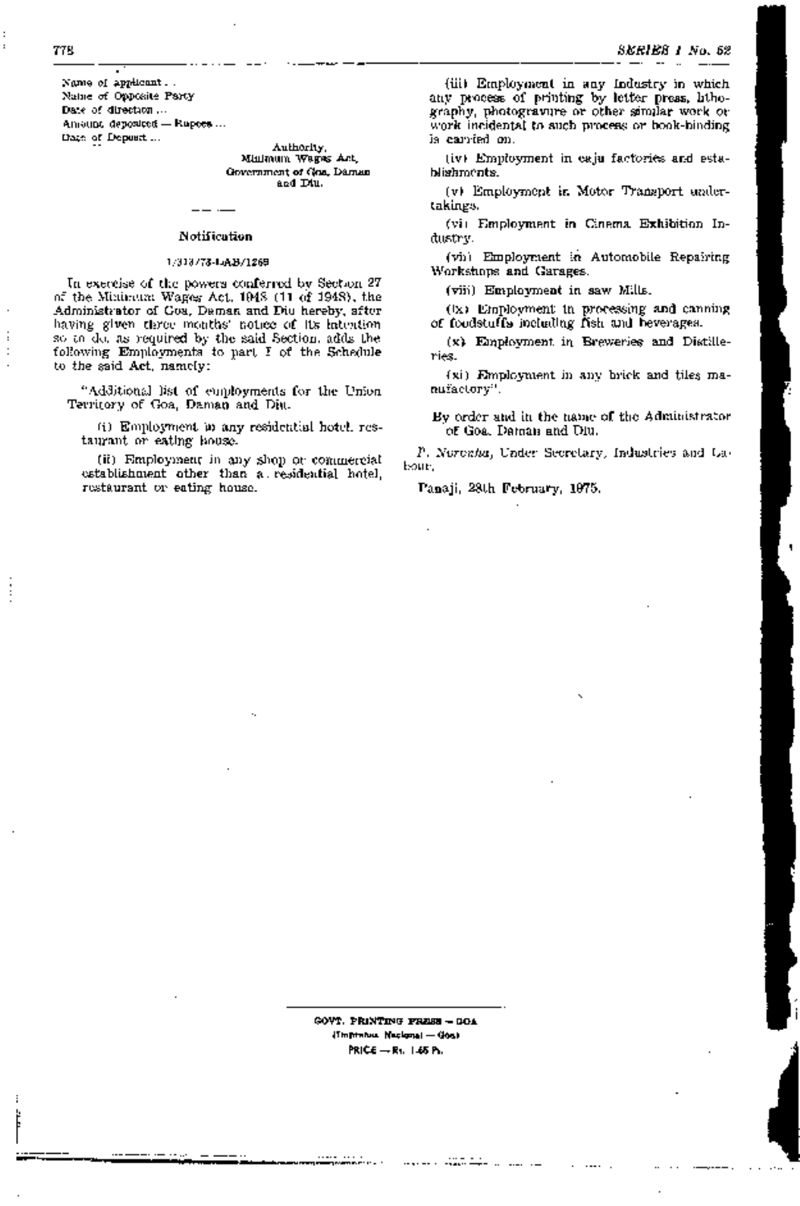Name of applicant ..
Name of Opposite Party
Date of direction ...
Amount deposited — Rupees ...
Date of Deposit ...

Authority,
Minimum Wages Act,
Government of Goa, Daman and Diu.

---

## Notification

1/313/73-LAB/1269

In exercise of the powers conferred by Section 27 of the Minimum Wages Act, 1948 (11 of 1948), the Administrator of Goa, Daman and Diu hereby, after having given three months' notice of its intention so to do, as required by the said Section, adds the following Employments to part I of the Schedule to the said Act, namely:

"Additional list of employments for the Union Territory of Goa, Daman and Diu.

(i) Employment in any residential hotel, restaurant or eating house.

(ii) Employment in any shop or commercial establishment other than a residential hotel, restaurant or eating house.

(iii) Employment in any Industry in which any process of printing by letter press, lithography, photogravure or other similar work or work incidental to such process or book-binding is carried on.

(iv) Employment in caju factories and establishments.

(v) Employment in Motor Transport undertakings.

(vi) Employment in Cinema Exhibition Industry.

(vii) Employment in Automobile Repairing Workshops and Garages.

(viii) Employment in saw Mills.

(ix) Employment in processing and canning of foodstuffs including fish and beverages.

(x) Employment in Breweries and Distilleries.

(xi) Employment in any brick and tiles manufactory".

By order and in the name of the Administrator of Goa, Daman and Diu.

*P. Noronha*, Under Secretary, Industries and Labour.

Panaji, 28th February, 1975.

---

GOVT. PRINTING PRESS — GOA
(Imprensa Nacional — Goa)
PRICE — Rs. 1.65 Ps.